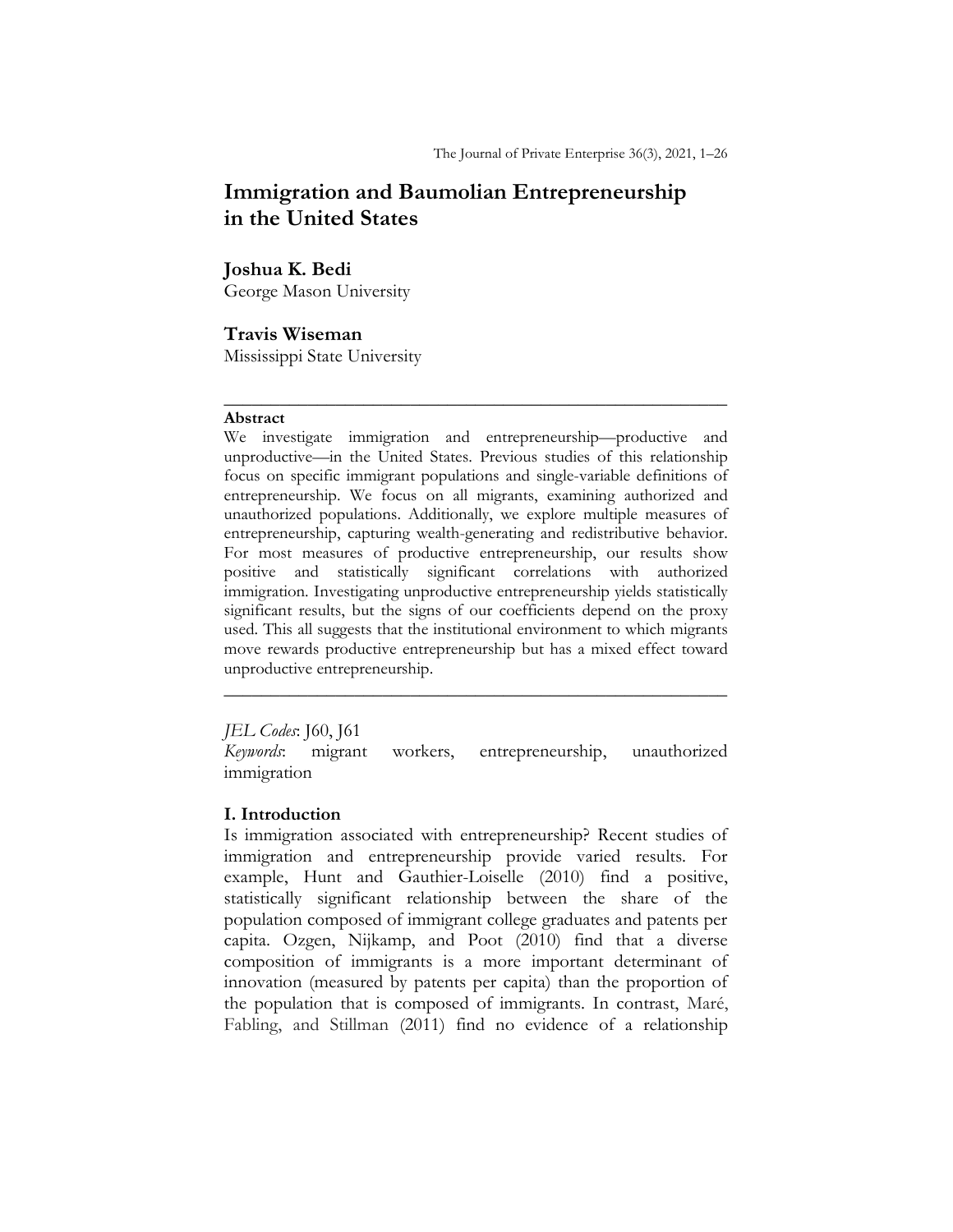# Immigration and Baumolian Entrepreneurship in the United States

**Joshua K. Bedi**
George Mason University

**Travis Wiseman**
Mississippi State University

---

**Abstract**
We investigate immigration and entrepreneurship—productive and unproductive—in the United States. Previous studies of this relationship focus on specific immigrant populations and single-variable definitions of entrepreneurship. We focus on all migrants, examining authorized and unauthorized populations. Additionally, we explore multiple measures of entrepreneurship, capturing wealth-generating and redistributive behavior. For most measures of productive entrepreneurship, our results show positive and statistically significant correlations with authorized immigration. Investigating unproductive entrepreneurship yields statistically significant results, but the signs of our coefficients depend on the proxy used. This all suggests that the institutional environment to which migrants move rewards productive entrepreneurship but has a mixed effect toward unproductive entrepreneurship.

---

*JEL Codes*: J60, J61
*Keywords*: migrant workers, entrepreneurship, unauthorized immigration

## I. Introduction

Is immigration associated with entrepreneurship? Recent studies of immigration and entrepreneurship provide varied results. For example, Hunt and Gauthier-Loiselle (2010) find a positive, statistically significant relationship between the share of the population composed of immigrant college graduates and patents per capita. Ozgen, Nijkamp, and Poot (2010) find that a diverse composition of immigrants is a more important determinant of innovation (measured by patents per capita) than the proportion of the population that is composed of immigrants. In contrast, Maré, Fabling, and Stillman (2011) find no evidence of a relationship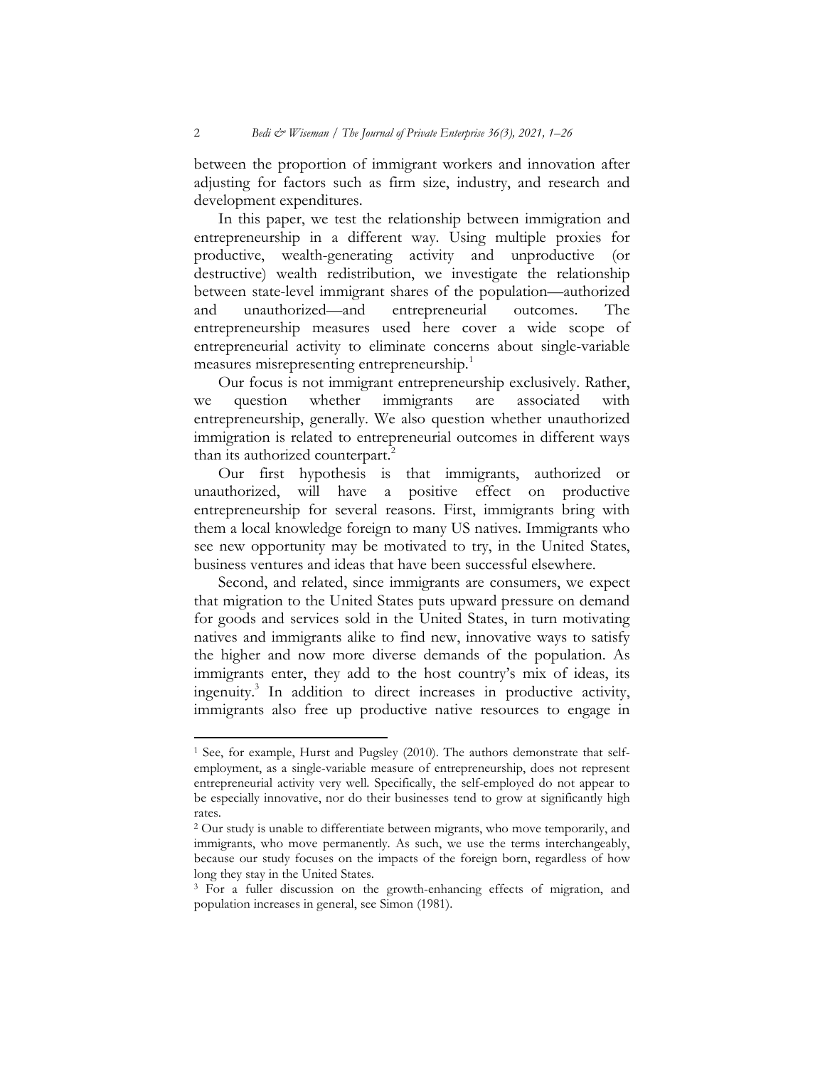between the proportion of immigrant workers and innovation after adjusting for factors such as firm size, industry, and research and development expenditures.

In this paper, we test the relationship between immigration and entrepreneurship in a different way. Using multiple proxies for productive, wealth-generating activity and unproductive (or destructive) wealth redistribution, we investigate the relationship between state-level immigrant shares of the population—authorized and unauthorized—and entrepreneurial outcomes. The entrepreneurship measures used here cover a wide scope of entrepreneurial activity to eliminate concerns about single-variable measures misrepresenting entrepreneurship.[1]

Our focus is not immigrant entrepreneurship exclusively. Rather, we question whether immigrants are associated with entrepreneurship, generally. We also question whether unauthorized immigration is related to entrepreneurial outcomes in different ways than its authorized counterpart.[2]

Our first hypothesis is that immigrants, authorized or unauthorized, will have a positive effect on productive entrepreneurship for several reasons. First, immigrants bring with them a local knowledge foreign to many US natives. Immigrants who see new opportunity may be motivated to try, in the United States, business ventures and ideas that have been successful elsewhere.

Second, and related, since immigrants are consumers, we expect that migration to the United States puts upward pressure on demand for goods and services sold in the United States, in turn motivating natives and immigrants alike to find new, innovative ways to satisfy the higher and now more diverse demands of the population. As immigrants enter, they add to the host country's mix of ideas, its ingenuity.[3] In addition to direct increases in productive activity, immigrants also free up productive native resources to engage in

---

[1] See, for example, Hurst and Pugsley (2010). The authors demonstrate that self-employment, as a single-variable measure of entrepreneurship, does not represent entrepreneurial activity very well. Specifically, the self-employed do not appear to be especially innovative, nor do their businesses tend to grow at significantly high rates.

[2] Our study is unable to differentiate between migrants, who move temporarily, and immigrants, who move permanently. As such, we use the terms interchangeably, because our study focuses on the impacts of the foreign born, regardless of how long they stay in the United States.

[3] For a fuller discussion on the growth-enhancing effects of migration, and population increases in general, see Simon (1981).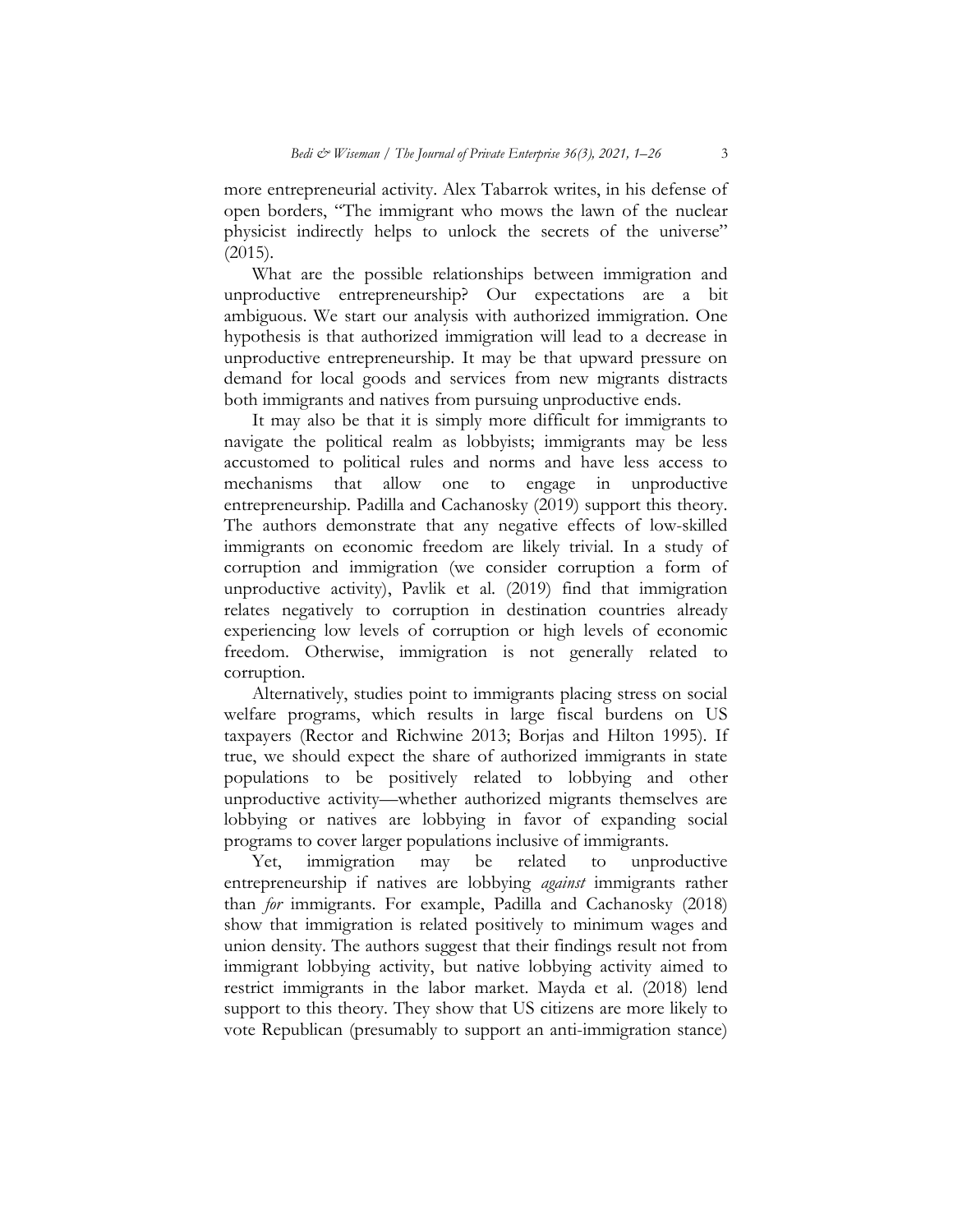more entrepreneurial activity. Alex Tabarrok writes, in his defense of open borders, "The immigrant who mows the lawn of the nuclear physicist indirectly helps to unlock the secrets of the universe" (2015).

What are the possible relationships between immigration and unproductive entrepreneurship? Our expectations are a bit ambiguous. We start our analysis with authorized immigration. One hypothesis is that authorized immigration will lead to a decrease in unproductive entrepreneurship. It may be that upward pressure on demand for local goods and services from new migrants distracts both immigrants and natives from pursuing unproductive ends.

It may also be that it is simply more difficult for immigrants to navigate the political realm as lobbyists; immigrants may be less accustomed to political rules and norms and have less access to mechanisms that allow one to engage in unproductive entrepreneurship. Padilla and Cachanosky (2019) support this theory. The authors demonstrate that any negative effects of low-skilled immigrants on economic freedom are likely trivial. In a study of corruption and immigration (we consider corruption a form of unproductive activity), Pavlik et al. (2019) find that immigration relates negatively to corruption in destination countries already experiencing low levels of corruption or high levels of economic freedom. Otherwise, immigration is not generally related to corruption.

Alternatively, studies point to immigrants placing stress on social welfare programs, which results in large fiscal burdens on US taxpayers (Rector and Richwine 2013; Borjas and Hilton 1995). If true, we should expect the share of authorized immigrants in state populations to be positively related to lobbying and other unproductive activity—whether authorized migrants themselves are lobbying or natives are lobbying in favor of expanding social programs to cover larger populations inclusive of immigrants.

Yet, immigration may be related to unproductive entrepreneurship if natives are lobbying *against* immigrants rather than *for* immigrants. For example, Padilla and Cachanosky (2018) show that immigration is related positively to minimum wages and union density. The authors suggest that their findings result not from immigrant lobbying activity, but native lobbying activity aimed to restrict immigrants in the labor market. Mayda et al. (2018) lend support to this theory. They show that US citizens are more likely to vote Republican (presumably to support an anti-immigration stance)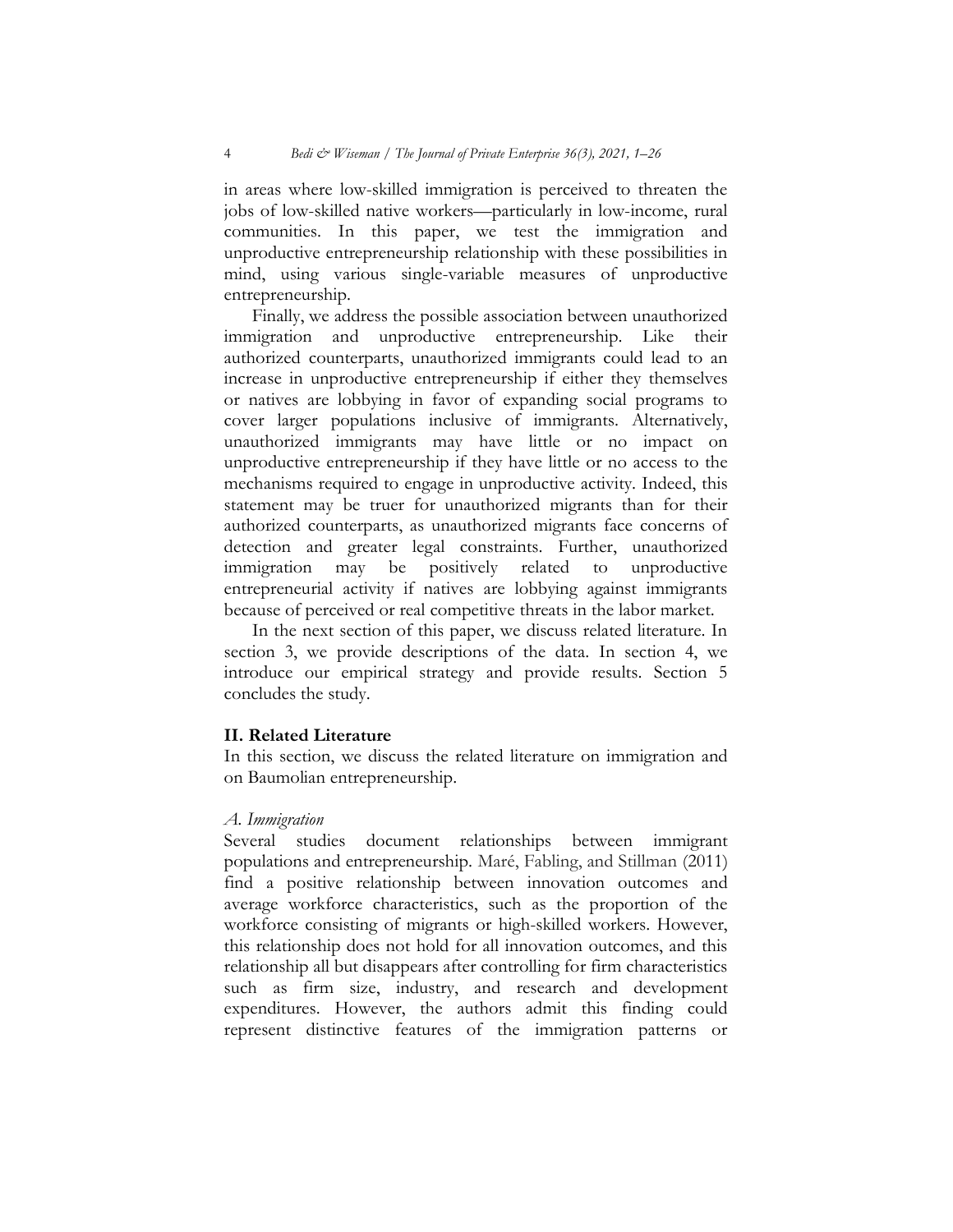in areas where low-skilled immigration is perceived to threaten the jobs of low-skilled native workers—particularly in low-income, rural communities. In this paper, we test the immigration and unproductive entrepreneurship relationship with these possibilities in mind, using various single-variable measures of unproductive entrepreneurship.

Finally, we address the possible association between unauthorized immigration and unproductive entrepreneurship. Like their authorized counterparts, unauthorized immigrants could lead to an increase in unproductive entrepreneurship if either they themselves or natives are lobbying in favor of expanding social programs to cover larger populations inclusive of immigrants. Alternatively, unauthorized immigrants may have little or no impact on unproductive entrepreneurship if they have little or no access to the mechanisms required to engage in unproductive activity. Indeed, this statement may be truer for unauthorized migrants than for their authorized counterparts, as unauthorized migrants face concerns of detection and greater legal constraints. Further, unauthorized immigration may be positively related to unproductive entrepreneurial activity if natives are lobbying against immigrants because of perceived or real competitive threats in the labor market.

In the next section of this paper, we discuss related literature. In section 3, we provide descriptions of the data. In section 4, we introduce our empirical strategy and provide results. Section 5 concludes the study.

## II. Related Literature

In this section, we discuss the related literature on immigration and on Baumolian entrepreneurship.

### *A. Immigration*

Several studies document relationships between immigrant populations and entrepreneurship. Maré, Fabling, and Stillman (2011) find a positive relationship between innovation outcomes and average workforce characteristics, such as the proportion of the workforce consisting of migrants or high-skilled workers. However, this relationship does not hold for all innovation outcomes, and this relationship all but disappears after controlling for firm characteristics such as firm size, industry, and research and development expenditures. However, the authors admit this finding could represent distinctive features of the immigration patterns or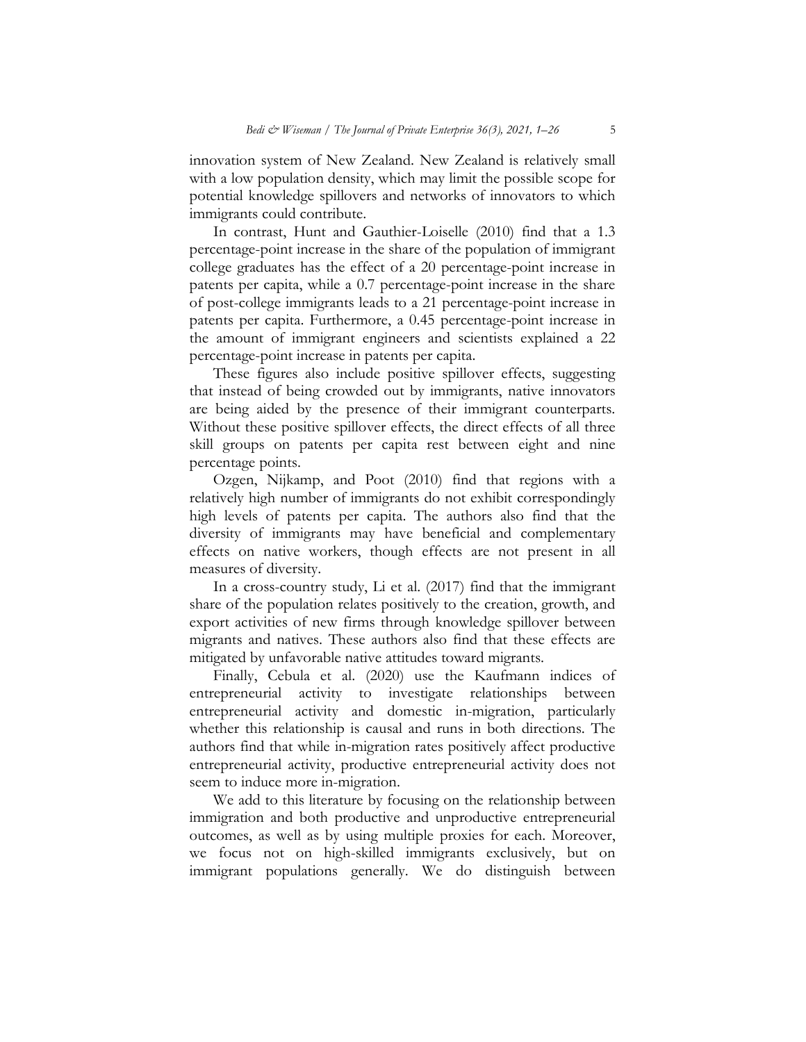innovation system of New Zealand. New Zealand is relatively small with a low population density, which may limit the possible scope for potential knowledge spillovers and networks of innovators to which immigrants could contribute.

In contrast, Hunt and Gauthier-Loiselle (2010) find that a 1.3 percentage-point increase in the share of the population of immigrant college graduates has the effect of a 20 percentage-point increase in patents per capita, while a 0.7 percentage-point increase in the share of post-college immigrants leads to a 21 percentage-point increase in patents per capita. Furthermore, a 0.45 percentage-point increase in the amount of immigrant engineers and scientists explained a 22 percentage-point increase in patents per capita.

These figures also include positive spillover effects, suggesting that instead of being crowded out by immigrants, native innovators are being aided by the presence of their immigrant counterparts. Without these positive spillover effects, the direct effects of all three skill groups on patents per capita rest between eight and nine percentage points.

Ozgen, Nijkamp, and Poot (2010) find that regions with a relatively high number of immigrants do not exhibit correspondingly high levels of patents per capita. The authors also find that the diversity of immigrants may have beneficial and complementary effects on native workers, though effects are not present in all measures of diversity.

In a cross-country study, Li et al. (2017) find that the immigrant share of the population relates positively to the creation, growth, and export activities of new firms through knowledge spillover between migrants and natives. These authors also find that these effects are mitigated by unfavorable native attitudes toward migrants.

Finally, Cebula et al. (2020) use the Kaufmann indices of entrepreneurial activity to investigate relationships between entrepreneurial activity and domestic in-migration, particularly whether this relationship is causal and runs in both directions. The authors find that while in-migration rates positively affect productive entrepreneurial activity, productive entrepreneurial activity does not seem to induce more in-migration.

We add to this literature by focusing on the relationship between immigration and both productive and unproductive entrepreneurial outcomes, as well as by using multiple proxies for each. Moreover, we focus not on high-skilled immigrants exclusively, but on immigrant populations generally. We do distinguish between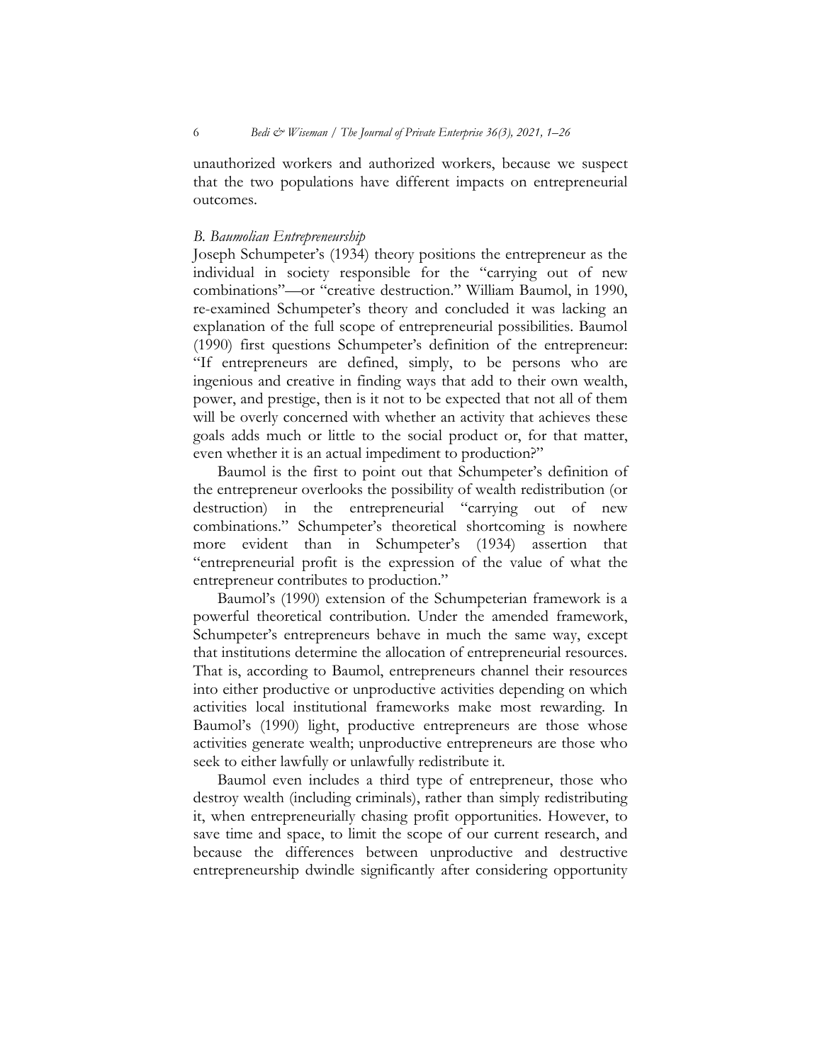unauthorized workers and authorized workers, because we suspect that the two populations have different impacts on entrepreneurial outcomes.

### *B. Baumolian Entrepreneurship*

Joseph Schumpeter's (1934) theory positions the entrepreneur as the individual in society responsible for the "carrying out of new combinations"—or "creative destruction." William Baumol, in 1990, re-examined Schumpeter's theory and concluded it was lacking an explanation of the full scope of entrepreneurial possibilities. Baumol (1990) first questions Schumpeter's definition of the entrepreneur: "If entrepreneurs are defined, simply, to be persons who are ingenious and creative in finding ways that add to their own wealth, power, and prestige, then is it not to be expected that not all of them will be overly concerned with whether an activity that achieves these goals adds much or little to the social product or, for that matter, even whether it is an actual impediment to production?"

Baumol is the first to point out that Schumpeter's definition of the entrepreneur overlooks the possibility of wealth redistribution (or destruction) in the entrepreneurial "carrying out of new combinations." Schumpeter's theoretical shortcoming is nowhere more evident than in Schumpeter's (1934) assertion that "entrepreneurial profit is the expression of the value of what the entrepreneur contributes to production."

Baumol's (1990) extension of the Schumpeterian framework is a powerful theoretical contribution. Under the amended framework, Schumpeter's entrepreneurs behave in much the same way, except that institutions determine the allocation of entrepreneurial resources. That is, according to Baumol, entrepreneurs channel their resources into either productive or unproductive activities depending on which activities local institutional frameworks make most rewarding. In Baumol's (1990) light, productive entrepreneurs are those whose activities generate wealth; unproductive entrepreneurs are those who seek to either lawfully or unlawfully redistribute it.

Baumol even includes a third type of entrepreneur, those who destroy wealth (including criminals), rather than simply redistributing it, when entrepreneurially chasing profit opportunities. However, to save time and space, to limit the scope of our current research, and because the differences between unproductive and destructive entrepreneurship dwindle significantly after considering opportunity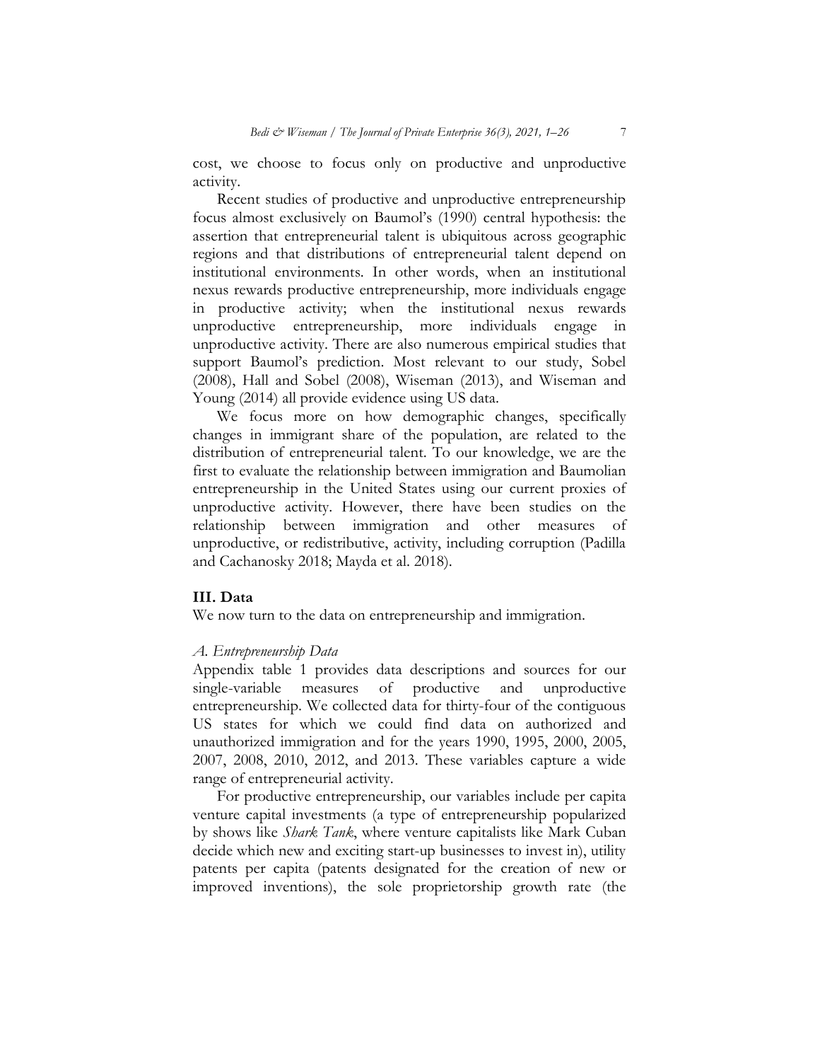cost, we choose to focus only on productive and unproductive activity.

Recent studies of productive and unproductive entrepreneurship focus almost exclusively on Baumol's (1990) central hypothesis: the assertion that entrepreneurial talent is ubiquitous across geographic regions and that distributions of entrepreneurial talent depend on institutional environments. In other words, when an institutional nexus rewards productive entrepreneurship, more individuals engage in productive activity; when the institutional nexus rewards unproductive entrepreneurship, more individuals engage in unproductive activity. There are also numerous empirical studies that support Baumol's prediction. Most relevant to our study, Sobel (2008), Hall and Sobel (2008), Wiseman (2013), and Wiseman and Young (2014) all provide evidence using US data.

We focus more on how demographic changes, specifically changes in immigrant share of the population, are related to the distribution of entrepreneurial talent. To our knowledge, we are the first to evaluate the relationship between immigration and Baumolian entrepreneurship in the United States using our current proxies of unproductive activity. However, there have been studies on the relationship between immigration and other measures of unproductive, or redistributive, activity, including corruption (Padilla and Cachanosky 2018; Mayda et al. 2018).

## III. Data

We now turn to the data on entrepreneurship and immigration.

### *A. Entrepreneurship Data*

Appendix table 1 provides data descriptions and sources for our single-variable measures of productive and unproductive entrepreneurship. We collected data for thirty-four of the contiguous US states for which we could find data on authorized and unauthorized immigration and for the years 1990, 1995, 2000, 2005, 2007, 2008, 2010, 2012, and 2013. These variables capture a wide range of entrepreneurial activity.

For productive entrepreneurship, our variables include per capita venture capital investments (a type of entrepreneurship popularized by shows like *Shark Tank*, where venture capitalists like Mark Cuban decide which new and exciting start-up businesses to invest in), utility patents per capita (patents designated for the creation of new or improved inventions), the sole proprietorship growth rate (the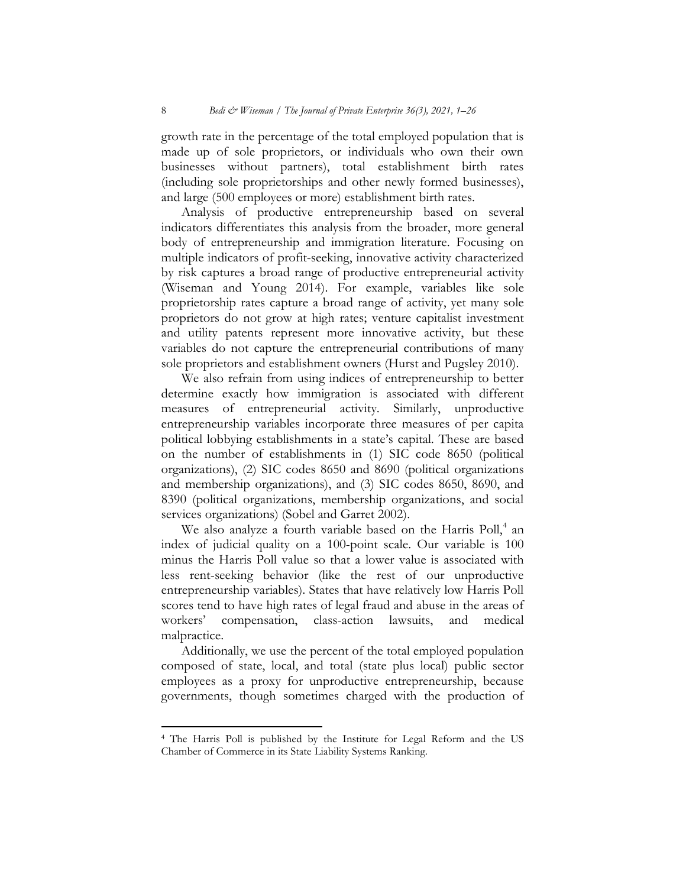growth rate in the percentage of the total employed population that is made up of sole proprietors, or individuals who own their own businesses without partners), total establishment birth rates (including sole proprietorships and other newly formed businesses), and large (500 employees or more) establishment birth rates.

Analysis of productive entrepreneurship based on several indicators differentiates this analysis from the broader, more general body of entrepreneurship and immigration literature. Focusing on multiple indicators of profit-seeking, innovative activity characterized by risk captures a broad range of productive entrepreneurial activity (Wiseman and Young 2014). For example, variables like sole proprietorship rates capture a broad range of activity, yet many sole proprietors do not grow at high rates; venture capitalist investment and utility patents represent more innovative activity, but these variables do not capture the entrepreneurial contributions of many sole proprietors and establishment owners (Hurst and Pugsley 2010).

We also refrain from using indices of entrepreneurship to better determine exactly how immigration is associated with different measures of entrepreneurial activity. Similarly, unproductive entrepreneurship variables incorporate three measures of per capita political lobbying establishments in a state's capital. These are based on the number of establishments in (1) SIC code 8650 (political organizations), (2) SIC codes 8650 and 8690 (political organizations and membership organizations), and (3) SIC codes 8650, 8690, and 8390 (political organizations, membership organizations, and social services organizations) (Sobel and Garret 2002).

We also analyze a fourth variable based on the Harris Poll,[4] an index of judicial quality on a 100-point scale. Our variable is 100 minus the Harris Poll value so that a lower value is associated with less rent-seeking behavior (like the rest of our unproductive entrepreneurship variables). States that have relatively low Harris Poll scores tend to have high rates of legal fraud and abuse in the areas of workers' compensation, class-action lawsuits, and medical malpractice.

Additionally, we use the percent of the total employed population composed of state, local, and total (state plus local) public sector employees as a proxy for unproductive entrepreneurship, because governments, though sometimes charged with the production of

[4] The Harris Poll is published by the Institute for Legal Reform and the US Chamber of Commerce in its State Liability Systems Ranking.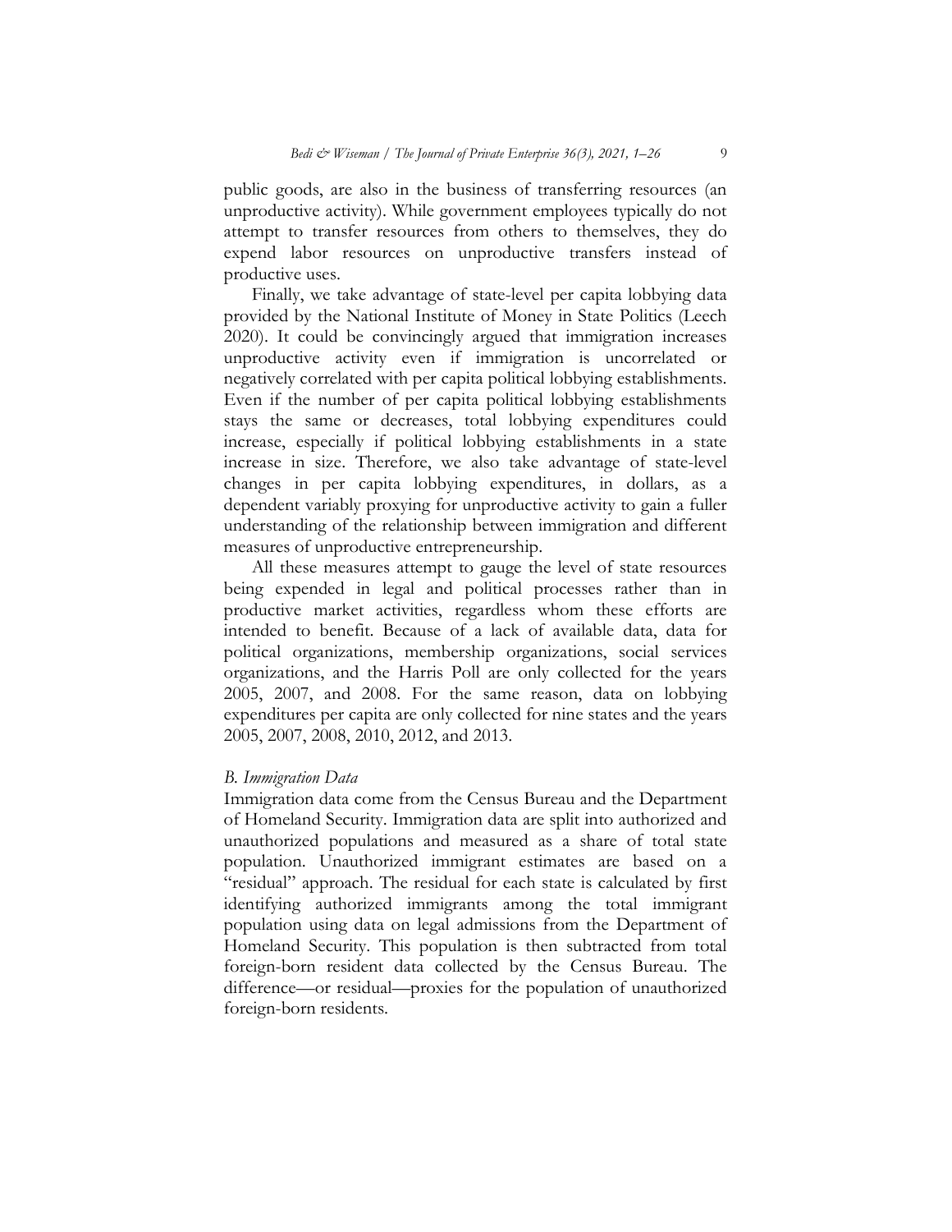public goods, are also in the business of transferring resources (an unproductive activity). While government employees typically do not attempt to transfer resources from others to themselves, they do expend labor resources on unproductive transfers instead of productive uses.

Finally, we take advantage of state-level per capita lobbying data provided by the National Institute of Money in State Politics (Leech 2020). It could be convincingly argued that immigration increases unproductive activity even if immigration is uncorrelated or negatively correlated with per capita political lobbying establishments. Even if the number of per capita political lobbying establishments stays the same or decreases, total lobbying expenditures could increase, especially if political lobbying establishments in a state increase in size. Therefore, we also take advantage of state-level changes in per capita lobbying expenditures, in dollars, as a dependent variably proxying for unproductive activity to gain a fuller understanding of the relationship between immigration and different measures of unproductive entrepreneurship.

All these measures attempt to gauge the level of state resources being expended in legal and political processes rather than in productive market activities, regardless whom these efforts are intended to benefit. Because of a lack of available data, data for political organizations, membership organizations, social services organizations, and the Harris Poll are only collected for the years 2005, 2007, and 2008. For the same reason, data on lobbying expenditures per capita are only collected for nine states and the years 2005, 2007, 2008, 2010, 2012, and 2013.

### *B. Immigration Data*

Immigration data come from the Census Bureau and the Department of Homeland Security. Immigration data are split into authorized and unauthorized populations and measured as a share of total state population. Unauthorized immigrant estimates are based on a "residual" approach. The residual for each state is calculated by first identifying authorized immigrants among the total immigrant population using data on legal admissions from the Department of Homeland Security. This population is then subtracted from total foreign-born resident data collected by the Census Bureau. The difference—or residual—proxies for the population of unauthorized foreign-born residents.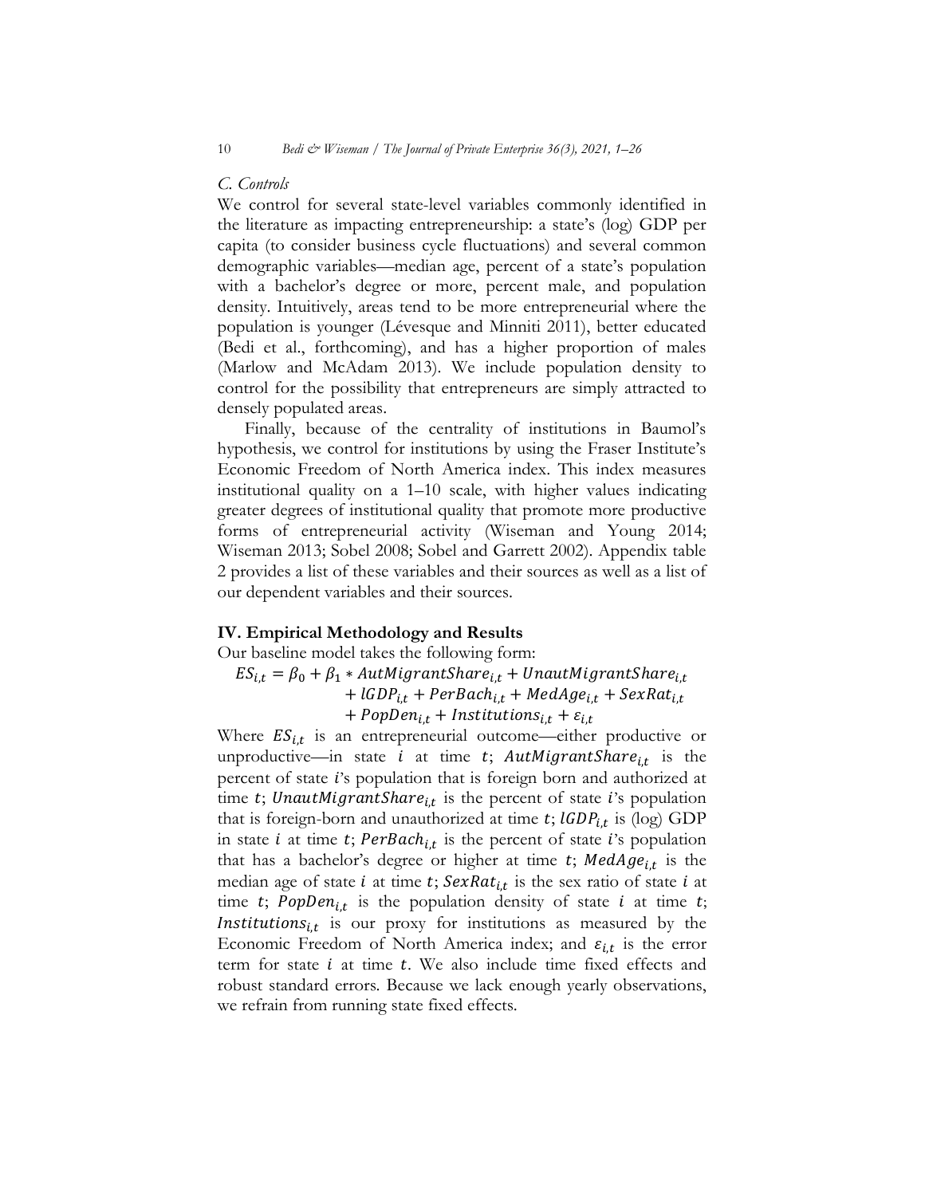### *C. Controls*

We control for several state-level variables commonly identified in the literature as impacting entrepreneurship: a state's (log) GDP per capita (to consider business cycle fluctuations) and several common demographic variables—median age, percent of a state's population with a bachelor's degree or more, percent male, and population density. Intuitively, areas tend to be more entrepreneurial where the population is younger (Lévesque and Minniti 2011), better educated (Bedi et al., forthcoming), and has a higher proportion of males (Marlow and McAdam 2013). We include population density to control for the possibility that entrepreneurs are simply attracted to densely populated areas.

Finally, because of the centrality of institutions in Baumol's hypothesis, we control for institutions by using the Fraser Institute's Economic Freedom of North America index. This index measures institutional quality on a 1–10 scale, with higher values indicating greater degrees of institutional quality that promote more productive forms of entrepreneurial activity (Wiseman and Young 2014; Wiseman 2013; Sobel 2008; Sobel and Garrett 2002). Appendix table 2 provides a list of these variables and their sources as well as a list of our dependent variables and their sources.

## IV. Empirical Methodology and Results

Our baseline model takes the following form:

$$ES_{i,t} = \beta_0 + \beta_1 * AutMigrantShare_{i,t} + UnautMigrantShare_{i,t} + lGDP_{i,t} + PerBach_{i,t} + MedAge_{i,t} + SexRat_{i,t} + PopDen_{i,t} + Institutions_{i,t} + \varepsilon_{i,t}$$

Where $ES_{i,t}$ is an entrepreneurial outcome—either productive or unproductive—in state $i$ at time $t$; $AutMigrantShare_{i,t}$ is the percent of state $i$'s population that is foreign born and authorized at time $t$; $UnautMigrantShare_{i,t}$ is the percent of state $i$'s population that is foreign-born and unauthorized at time $t$; $lGDP_{i,t}$ is (log) GDP in state $i$ at time $t$; $PerBach_{i,t}$ is the percent of state $i$'s population that has a bachelor's degree or higher at time $t$; $MedAge_{i,t}$ is the median age of state $i$ at time $t$; $SexRat_{i,t}$ is the sex ratio of state $i$ at time $t$; $PopDen_{i,t}$ is the population density of state $i$ at time $t$; $Institutions_{i,t}$ is our proxy for institutions as measured by the Economic Freedom of North America index; and $\varepsilon_{i,t}$ is the error term for state $i$ at time $t$. We also include time fixed effects and robust standard errors. Because we lack enough yearly observations, we refrain from running state fixed effects.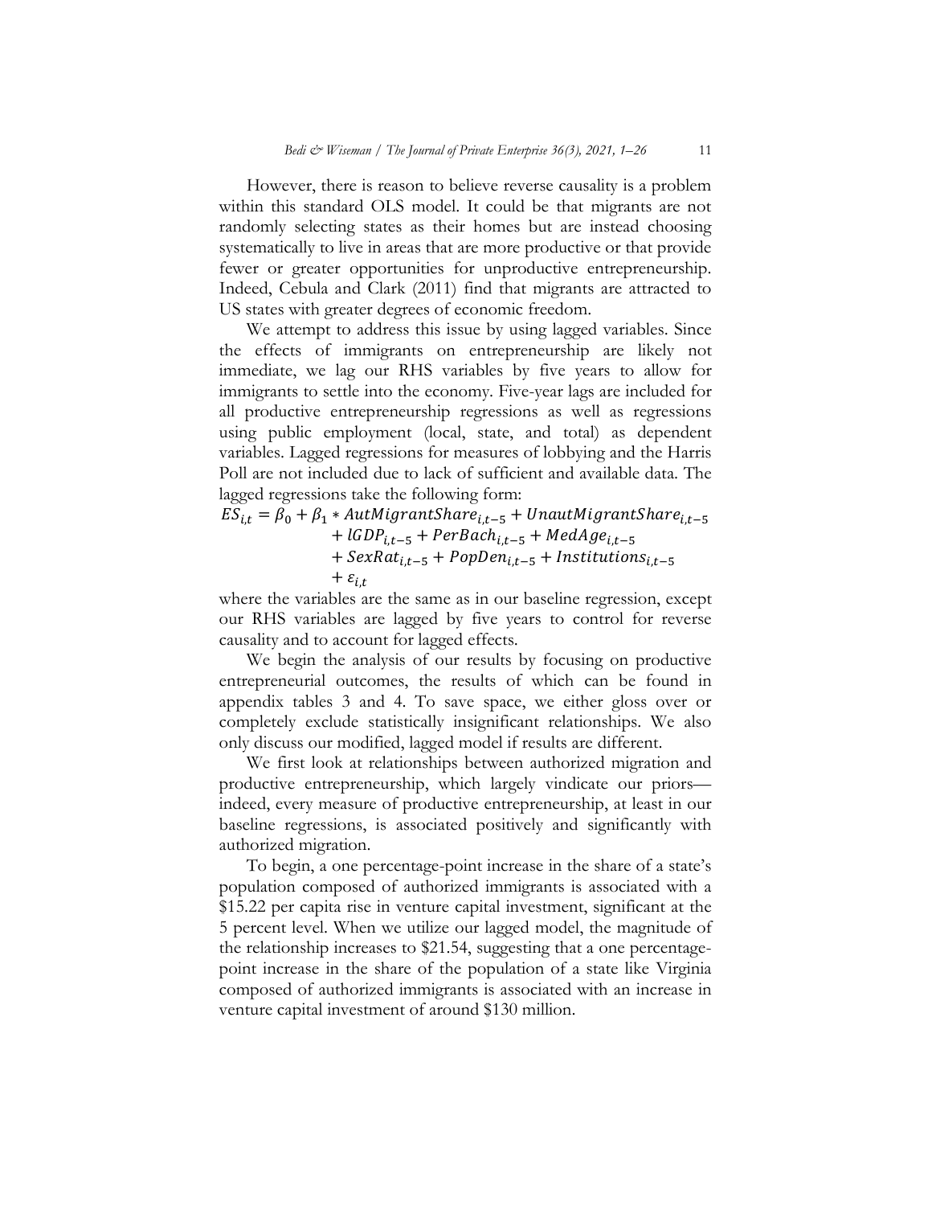However, there is reason to believe reverse causality is a problem within this standard OLS model. It could be that migrants are not randomly selecting states as their homes but are instead choosing systematically to live in areas that are more productive or that provide fewer or greater opportunities for unproductive entrepreneurship. Indeed, Cebula and Clark (2011) find that migrants are attracted to US states with greater degrees of economic freedom.

We attempt to address this issue by using lagged variables. Since the effects of immigrants on entrepreneurship are likely not immediate, we lag our RHS variables by five years to allow for immigrants to settle into the economy. Five-year lags are included for all productive entrepreneurship regressions as well as regressions using public employment (local, state, and total) as dependent variables. Lagged regressions for measures of lobbying and the Harris Poll are not included due to lack of sufficient and available data. The lagged regressions take the following form:

$$
\begin{aligned}
ES_{i,t} = \beta_0 + \beta_1 * AutMigrantShare_{i,t-5} &+ UnautMigrantShare_{i,t-5} \\
&+ lGDP_{i,t-5} + PerBach_{i,t-5} + MedAge_{i,t-5} \\
&+ SexRat_{i,t-5} + PopDen_{i,t-5} + Institutions_{i,t-5} \\
&+ \varepsilon_{i,t}
\end{aligned}
$$

where the variables are the same as in our baseline regression, except our RHS variables are lagged by five years to control for reverse causality and to account for lagged effects.

We begin the analysis of our results by focusing on productive entrepreneurial outcomes, the results of which can be found in appendix tables 3 and 4. To save space, we either gloss over or completely exclude statistically insignificant relationships. We also only discuss our modified, lagged model if results are different.

We first look at relationships between authorized migration and productive entrepreneurship, which largely vindicate our priors—indeed, every measure of productive entrepreneurship, at least in our baseline regressions, is associated positively and significantly with authorized migration.

To begin, a one percentage-point increase in the share of a state's population composed of authorized immigrants is associated with a \$15.22 per capita rise in venture capital investment, significant at the 5 percent level. When we utilize our lagged model, the magnitude of the relationship increases to \$21.54, suggesting that a one percentage-point increase in the share of the population of a state like Virginia composed of authorized immigrants is associated with an increase in venture capital investment of around \$130 million.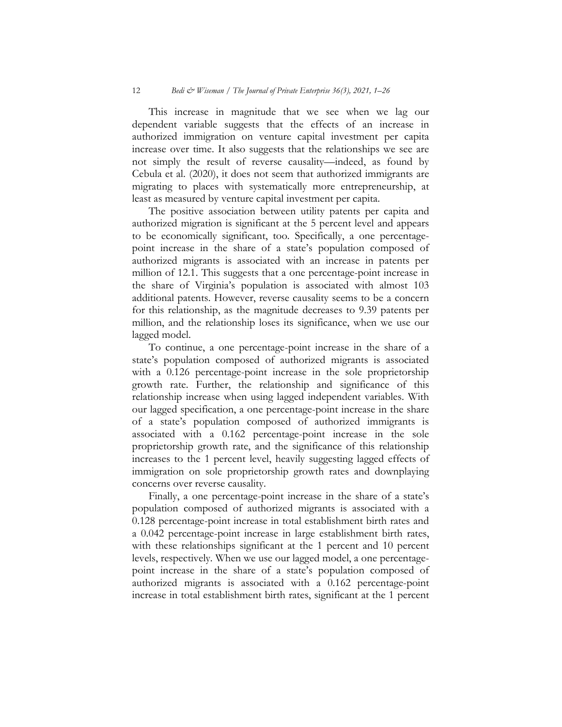This increase in magnitude that we see when we lag our dependent variable suggests that the effects of an increase in authorized immigration on venture capital investment per capita increase over time. It also suggests that the relationships we see are not simply the result of reverse causality—indeed, as found by Cebula et al. (2020), it does not seem that authorized immigrants are migrating to places with systematically more entrepreneurship, at least as measured by venture capital investment per capita.

The positive association between utility patents per capita and authorized migration is significant at the 5 percent level and appears to be economically significant, too. Specifically, a one percentage-point increase in the share of a state's population composed of authorized migrants is associated with an increase in patents per million of 12.1. This suggests that a one percentage-point increase in the share of Virginia's population is associated with almost 103 additional patents. However, reverse causality seems to be a concern for this relationship, as the magnitude decreases to 9.39 patents per million, and the relationship loses its significance, when we use our lagged model.

To continue, a one percentage-point increase in the share of a state's population composed of authorized migrants is associated with a 0.126 percentage-point increase in the sole proprietorship growth rate. Further, the relationship and significance of this relationship increase when using lagged independent variables. With our lagged specification, a one percentage-point increase in the share of a state's population composed of authorized immigrants is associated with a 0.162 percentage-point increase in the sole proprietorship growth rate, and the significance of this relationship increases to the 1 percent level, heavily suggesting lagged effects of immigration on sole proprietorship growth rates and downplaying concerns over reverse causality.

Finally, a one percentage-point increase in the share of a state's population composed of authorized migrants is associated with a 0.128 percentage-point increase in total establishment birth rates and a 0.042 percentage-point increase in large establishment birth rates, with these relationships significant at the 1 percent and 10 percent levels, respectively. When we use our lagged model, a one percentage-point increase in the share of a state's population composed of authorized migrants is associated with a 0.162 percentage-point increase in total establishment birth rates, significant at the 1 percent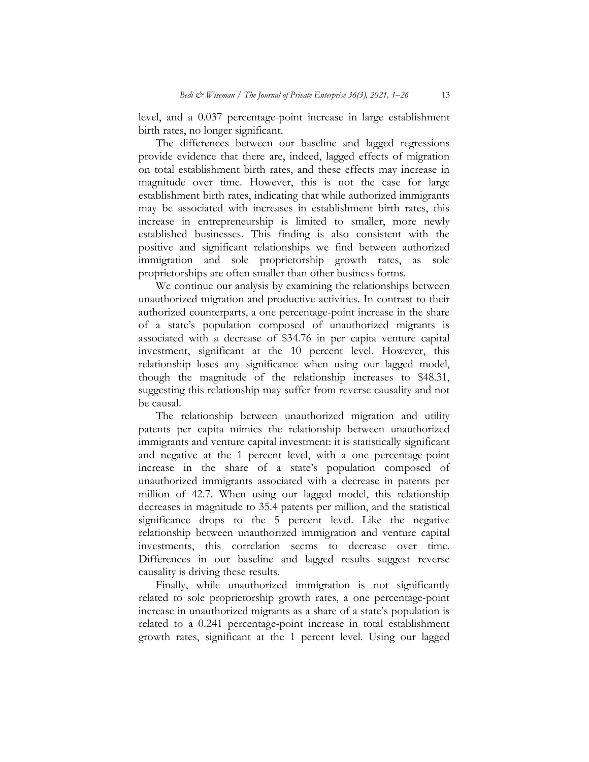level, and a 0.037 percentage-point increase in large establishment birth rates, no longer significant.

The differences between our baseline and lagged regressions provide evidence that there are, indeed, lagged effects of migration on total establishment birth rates, and these effects may increase in magnitude over time. However, this is not the case for large establishment birth rates, indicating that while authorized immigrants may be associated with increases in establishment birth rates, this increase in entrepreneurship is limited to smaller, more newly established businesses. This finding is also consistent with the positive and significant relationships we find between authorized immigration and sole proprietorship growth rates, as sole proprietorships are often smaller than other business forms.

We continue our analysis by examining the relationships between unauthorized migration and productive activities. In contrast to their authorized counterparts, a one percentage-point increase in the share of a state's population composed of unauthorized migrants is associated with a decrease of $34.76 in per capita venture capital investment, significant at the 10 percent level. However, this relationship loses any significance when using our lagged model, though the magnitude of the relationship increases to $48.31, suggesting this relationship may suffer from reverse causality and not be causal.

The relationship between unauthorized migration and utility patents per capita mimics the relationship between unauthorized immigrants and venture capital investment: it is statistically significant and negative at the 1 percent level, with a one percentage-point increase in the share of a state's population composed of unauthorized immigrants associated with a decrease in patents per million of 42.7. When using our lagged model, this relationship decreases in magnitude to 35.4 patents per million, and the statistical significance drops to the 5 percent level. Like the negative relationship between unauthorized immigration and venture capital investments, this correlation seems to decrease over time. Differences in our baseline and lagged results suggest reverse causality is driving these results.

Finally, while unauthorized immigration is not significantly related to sole proprietorship growth rates, a one percentage-point increase in unauthorized migrants as a share of a state's population is related to a 0.241 percentage-point increase in total establishment growth rates, significant at the 1 percent level. Using our lagged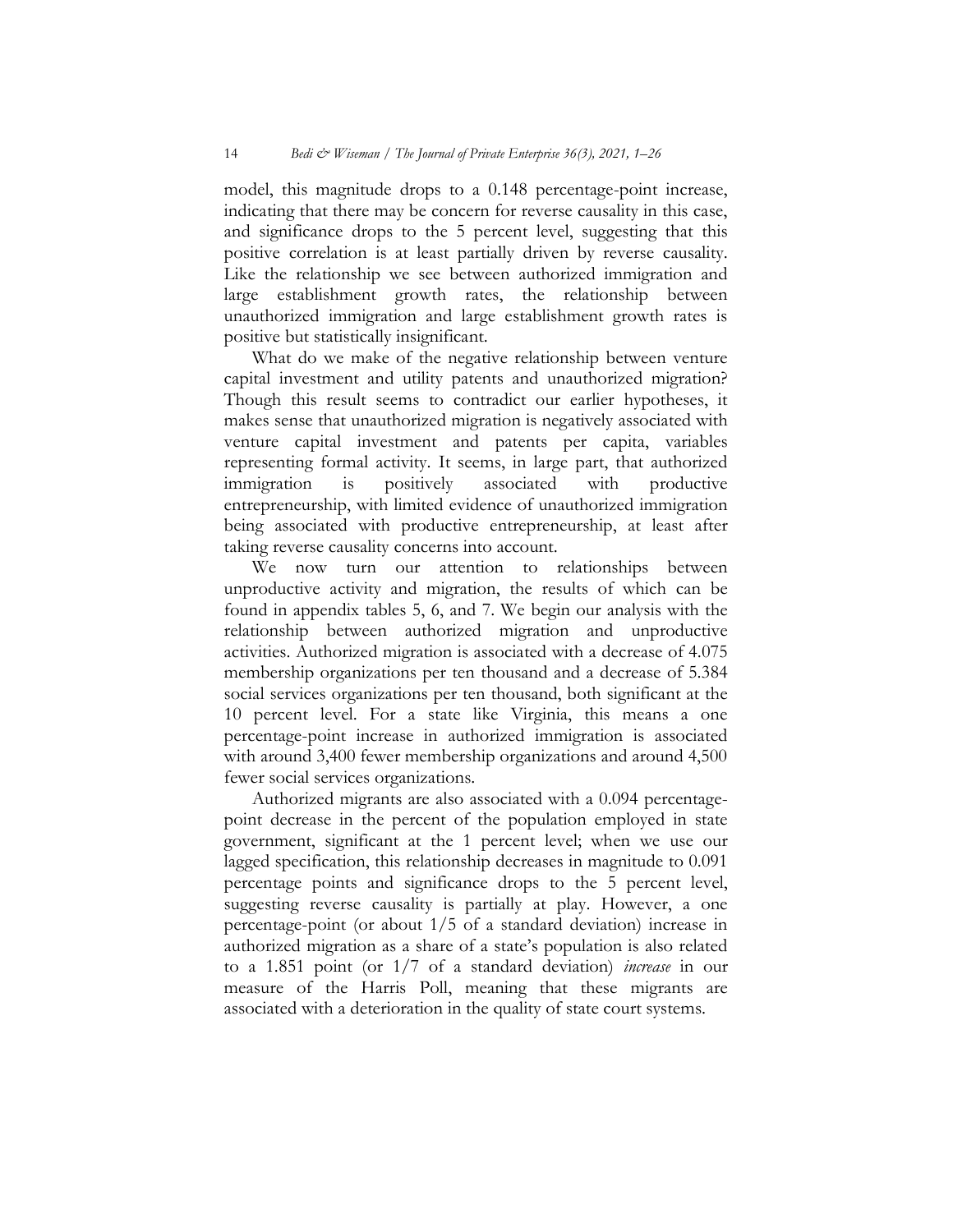model, this magnitude drops to a 0.148 percentage-point increase, indicating that there may be concern for reverse causality in this case, and significance drops to the 5 percent level, suggesting that this positive correlation is at least partially driven by reverse causality. Like the relationship we see between authorized immigration and large establishment growth rates, the relationship between unauthorized immigration and large establishment growth rates is positive but statistically insignificant.

What do we make of the negative relationship between venture capital investment and utility patents and unauthorized migration? Though this result seems to contradict our earlier hypotheses, it makes sense that unauthorized migration is negatively associated with venture capital investment and patents per capita, variables representing formal activity. It seems, in large part, that authorized immigration is positively associated with productive entrepreneurship, with limited evidence of unauthorized immigration being associated with productive entrepreneurship, at least after taking reverse causality concerns into account.

We now turn our attention to relationships between unproductive activity and migration, the results of which can be found in appendix tables 5, 6, and 7. We begin our analysis with the relationship between authorized migration and unproductive activities. Authorized migration is associated with a decrease of 4.075 membership organizations per ten thousand and a decrease of 5.384 social services organizations per ten thousand, both significant at the 10 percent level. For a state like Virginia, this means a one percentage-point increase in authorized immigration is associated with around 3,400 fewer membership organizations and around 4,500 fewer social services organizations.

Authorized migrants are also associated with a 0.094 percentage-point decrease in the percent of the population employed in state government, significant at the 1 percent level; when we use our lagged specification, this relationship decreases in magnitude to 0.091 percentage points and significance drops to the 5 percent level, suggesting reverse causality is partially at play. However, a one percentage-point (or about 1/5 of a standard deviation) increase in authorized migration as a share of a state's population is also related to a 1.851 point (or 1/7 of a standard deviation) *increase* in our measure of the Harris Poll, meaning that these migrants are associated with a deterioration in the quality of state court systems.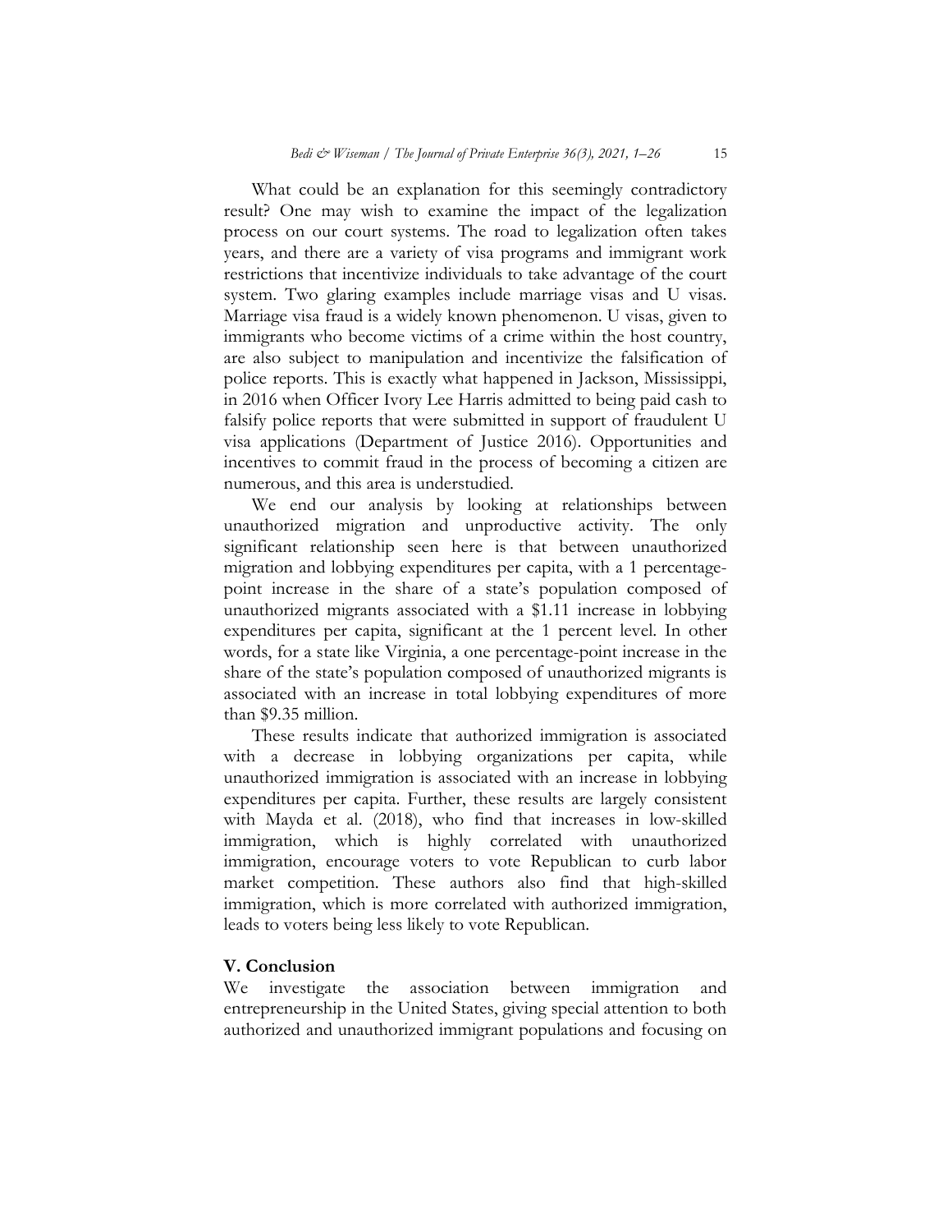What could be an explanation for this seemingly contradictory result? One may wish to examine the impact of the legalization process on our court systems. The road to legalization often takes years, and there are a variety of visa programs and immigrant work restrictions that incentivize individuals to take advantage of the court system. Two glaring examples include marriage visas and U visas. Marriage visa fraud is a widely known phenomenon. U visas, given to immigrants who become victims of a crime within the host country, are also subject to manipulation and incentivize the falsification of police reports. This is exactly what happened in Jackson, Mississippi, in 2016 when Officer Ivory Lee Harris admitted to being paid cash to falsify police reports that were submitted in support of fraudulent U visa applications (Department of Justice 2016). Opportunities and incentives to commit fraud in the process of becoming a citizen are numerous, and this area is understudied.

We end our analysis by looking at relationships between unauthorized migration and unproductive activity. The only significant relationship seen here is that between unauthorized migration and lobbying expenditures per capita, with a 1 percentage-point increase in the share of a state's population composed of unauthorized migrants associated with a $1.11 increase in lobbying expenditures per capita, significant at the 1 percent level. In other words, for a state like Virginia, a one percentage-point increase in the share of the state's population composed of unauthorized migrants is associated with an increase in total lobbying expenditures of more than $9.35 million.

These results indicate that authorized immigration is associated with a decrease in lobbying organizations per capita, while unauthorized immigration is associated with an increase in lobbying expenditures per capita. Further, these results are largely consistent with Mayda et al. (2018), who find that increases in low-skilled immigration, which is highly correlated with unauthorized immigration, encourage voters to vote Republican to curb labor market competition. These authors also find that high-skilled immigration, which is more correlated with authorized immigration, leads to voters being less likely to vote Republican.

## V. Conclusion

We investigate the association between immigration and entrepreneurship in the United States, giving special attention to both authorized and unauthorized immigrant populations and focusing on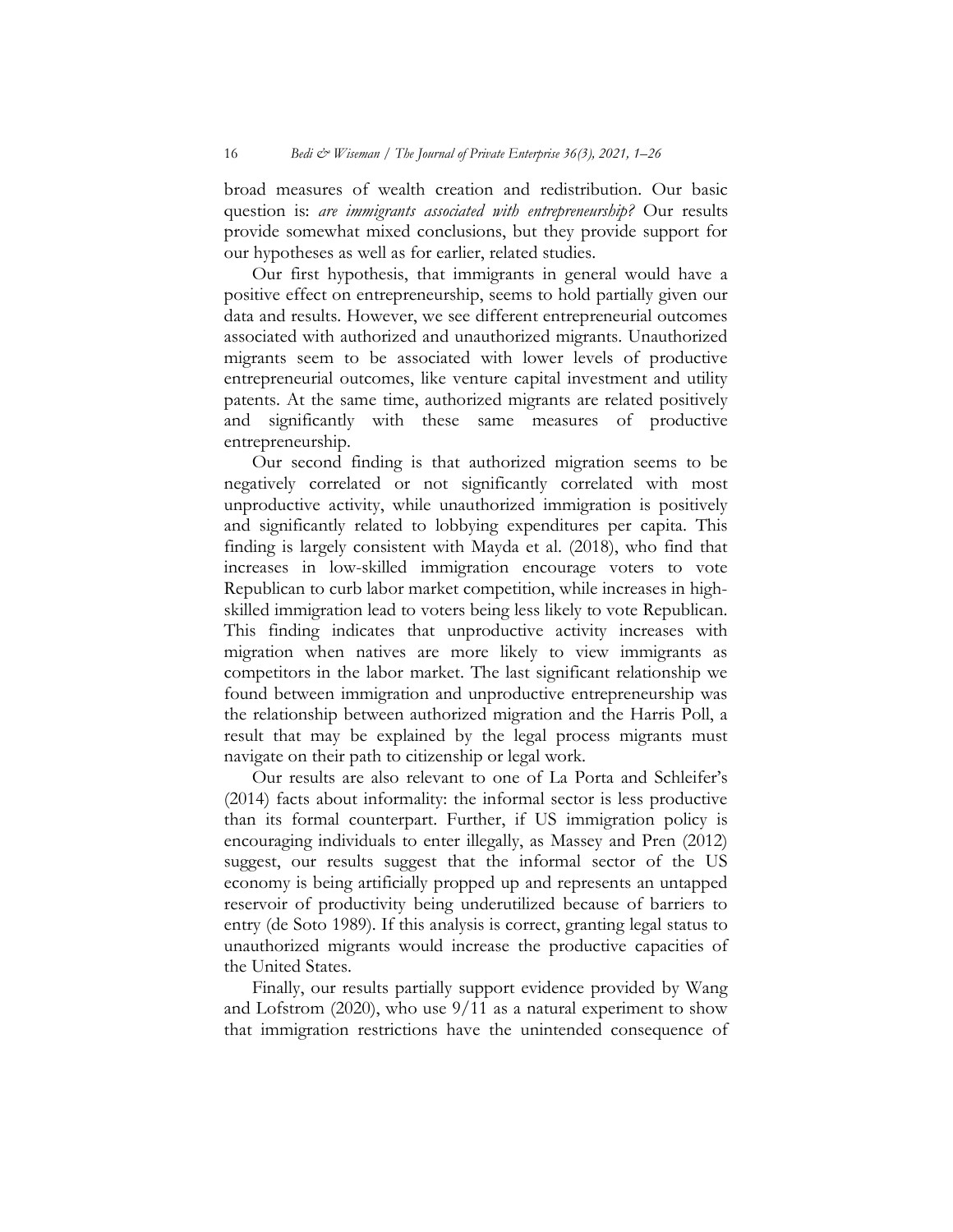broad measures of wealth creation and redistribution. Our basic question is: *are immigrants associated with entrepreneurship?* Our results provide somewhat mixed conclusions, but they provide support for our hypotheses as well as for earlier, related studies.

Our first hypothesis, that immigrants in general would have a positive effect on entrepreneurship, seems to hold partially given our data and results. However, we see different entrepreneurial outcomes associated with authorized and unauthorized migrants. Unauthorized migrants seem to be associated with lower levels of productive entrepreneurial outcomes, like venture capital investment and utility patents. At the same time, authorized migrants are related positively and significantly with these same measures of productive entrepreneurship.

Our second finding is that authorized migration seems to be negatively correlated or not significantly correlated with most unproductive activity, while unauthorized immigration is positively and significantly related to lobbying expenditures per capita. This finding is largely consistent with Mayda et al. (2018), who find that increases in low-skilled immigration encourage voters to vote Republican to curb labor market competition, while increases in high-skilled immigration lead to voters being less likely to vote Republican. This finding indicates that unproductive activity increases with migration when natives are more likely to view immigrants as competitors in the labor market. The last significant relationship we found between immigration and unproductive entrepreneurship was the relationship between authorized migration and the Harris Poll, a result that may be explained by the legal process migrants must navigate on their path to citizenship or legal work.

Our results are also relevant to one of La Porta and Schleifer's (2014) facts about informality: the informal sector is less productive than its formal counterpart. Further, if US immigration policy is encouraging individuals to enter illegally, as Massey and Pren (2012) suggest, our results suggest that the informal sector of the US economy is being artificially propped up and represents an untapped reservoir of productivity being underutilized because of barriers to entry (de Soto 1989). If this analysis is correct, granting legal status to unauthorized migrants would increase the productive capacities of the United States.

Finally, our results partially support evidence provided by Wang and Lofstrom (2020), who use 9/11 as a natural experiment to show that immigration restrictions have the unintended consequence of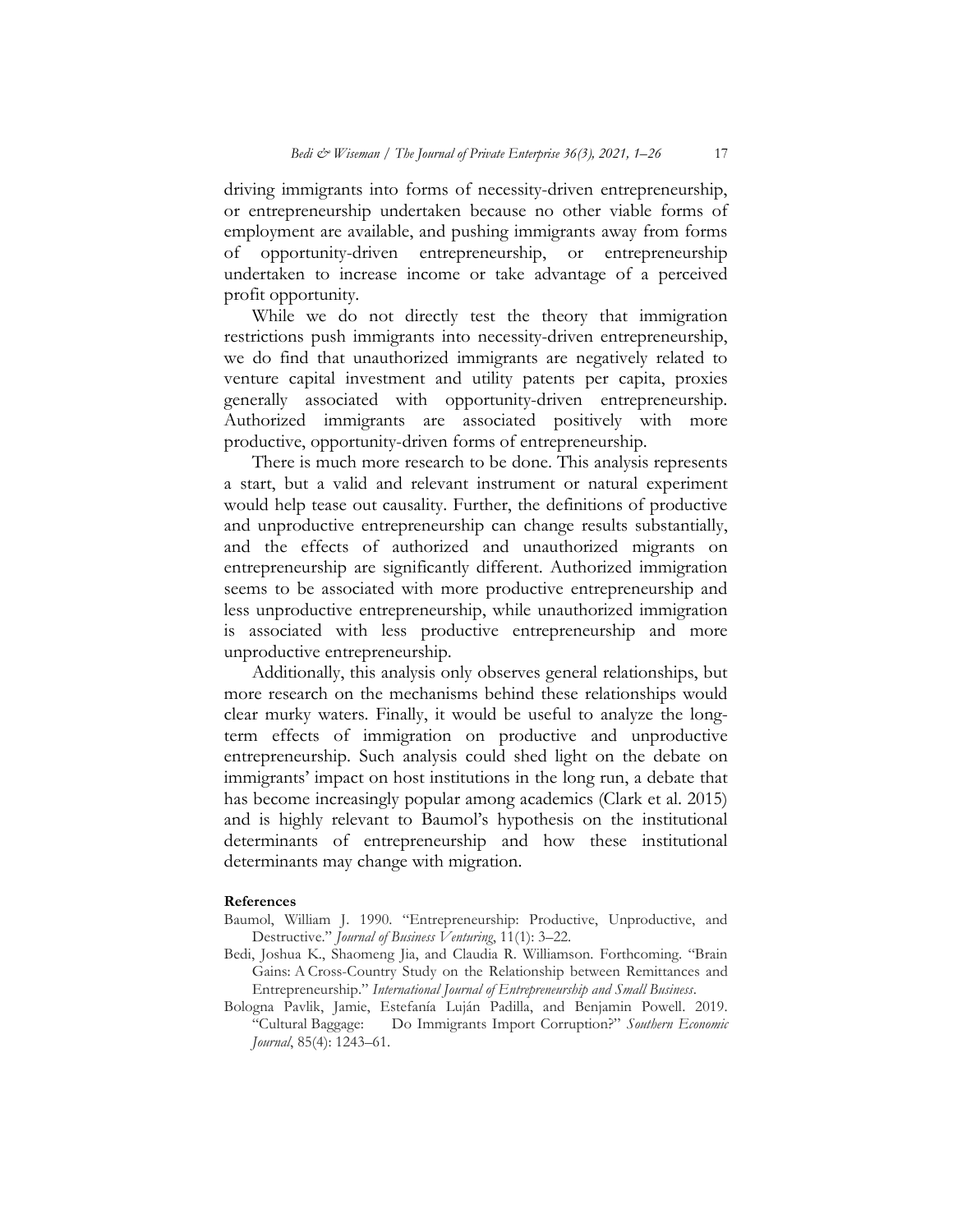driving immigrants into forms of necessity-driven entrepreneurship, or entrepreneurship undertaken because no other viable forms of employment are available, and pushing immigrants away from forms of opportunity-driven entrepreneurship, or entrepreneurship undertaken to increase income or take advantage of a perceived profit opportunity.

While we do not directly test the theory that immigration restrictions push immigrants into necessity-driven entrepreneurship, we do find that unauthorized immigrants are negatively related to venture capital investment and utility patents per capita, proxies generally associated with opportunity-driven entrepreneurship. Authorized immigrants are associated positively with more productive, opportunity-driven forms of entrepreneurship.

There is much more research to be done. This analysis represents a start, but a valid and relevant instrument or natural experiment would help tease out causality. Further, the definitions of productive and unproductive entrepreneurship can change results substantially, and the effects of authorized and unauthorized migrants on entrepreneurship are significantly different. Authorized immigration seems to be associated with more productive entrepreneurship and less unproductive entrepreneurship, while unauthorized immigration is associated with less productive entrepreneurship and more unproductive entrepreneurship.

Additionally, this analysis only observes general relationships, but more research on the mechanisms behind these relationships would clear murky waters. Finally, it would be useful to analyze the long-term effects of immigration on productive and unproductive entrepreneurship. Such analysis could shed light on the debate on immigrants' impact on host institutions in the long run, a debate that has become increasingly popular among academics (Clark et al. 2015) and is highly relevant to Baumol's hypothesis on the institutional determinants of entrepreneurship and how these institutional determinants may change with migration.

**References**

Baumol, William J. 1990. "Entrepreneurship: Productive, Unproductive, and Destructive." *Journal of Business Venturing*, 11(1): 3–22.

Bedi, Joshua K., Shaomeng Jia, and Claudia R. Williamson. Forthcoming. "Brain Gains: A Cross-Country Study on the Relationship between Remittances and Entrepreneurship." *International Journal of Entrepreneurship and Small Business*.

Bologna Pavlik, Jamie, Estefanía Luján Padilla, and Benjamin Powell. 2019. "Cultural Baggage: Do Immigrants Import Corruption?" *Southern Economic Journal*, 85(4): 1243–61.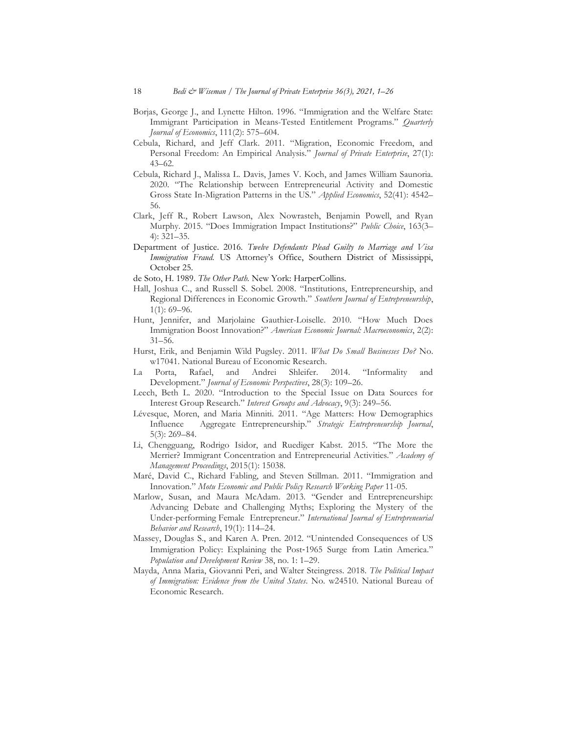Borjas, George J., and Lynette Hilton. 1996. "Immigration and the Welfare State: Immigrant Participation in Means-Tested Entitlement Programs." *Quarterly Journal of Economics*, 111(2): 575–604.

Cebula, Richard, and Jeff Clark. 2011. "Migration, Economic Freedom, and Personal Freedom: An Empirical Analysis." *Journal of Private Enterprise*, 27(1): 43–62.

Cebula, Richard J., Malissa L. Davis, James V. Koch, and James William Saunoria. 2020. "The Relationship between Entrepreneurial Activity and Domestic Gross State In-Migration Patterns in the US." *Applied Economics*, 52(41): 4542–56.

Clark, Jeff R., Robert Lawson, Alex Nowrasteh, Benjamin Powell, and Ryan Murphy. 2015. "Does Immigration Impact Institutions?" *Public Choice*, 163(3–4): 321–35.

Department of Justice. 2016. *Twelve Defendants Plead Guilty to Marriage and Visa Immigration Fraud.* US Attorney's Office, Southern District of Mississippi, October 25.

de Soto, H. 1989. *The Other Path.* New York: HarperCollins.

Hall, Joshua C., and Russell S. Sobel. 2008. "Institutions, Entrepreneurship, and Regional Differences in Economic Growth." *Southern Journal of Entrepreneurship*, 1(1): 69–96.

Hunt, Jennifer, and Marjolaine Gauthier-Loiselle. 2010. "How Much Does Immigration Boost Innovation?" *American Economic Journal: Macroeconomics*, 2(2): 31–56.

Hurst, Erik, and Benjamin Wild Pugsley. 2011. *What Do Small Businesses Do?* No. w17041. National Bureau of Economic Research.

La Porta, Rafael, and Andrei Shleifer. 2014. "Informality and Development." *Journal of Economic Perspectives*, 28(3): 109–26.

Leech, Beth L. 2020. "Introduction to the Special Issue on Data Sources for Interest Group Research." *Interest Groups and Advocacy*, 9(3): 249–56.

Lévesque, Moren, and Maria Minniti. 2011. "Age Matters: How Demographics Influence Aggregate Entrepreneurship." *Strategic Entrepreneurship Journal*, 5(3): 269–84.

Li, Chengguang, Rodrigo Isidor, and Ruediger Kabst. 2015. "The More the Merrier? Immigrant Concentration and Entrepreneurial Activities." *Academy of Management Proceedings*, 2015(1): 15038.

Maré, David C., Richard Fabling, and Steven Stillman. 2011. "Immigration and Innovation." *Motu Economic and Public Policy Research Working Paper* 11-05.

Marlow, Susan, and Maura McAdam. 2013. "Gender and Entrepreneurship: Advancing Debate and Challenging Myths; Exploring the Mystery of the Under-performing Female Entrepreneur." *International Journal of Entrepreneurial Behavior and Research*, 19(1): 114–24.

Massey, Douglas S., and Karen A. Pren. 2012. "Unintended Consequences of US Immigration Policy: Explaining the Post-1965 Surge from Latin America." *Population and Development Review* 38, no. 1: 1–29.

Mayda, Anna Maria, Giovanni Peri, and Walter Steingress. 2018. *The Political Impact of Immigration: Evidence from the United States*. No. w24510. National Bureau of Economic Research.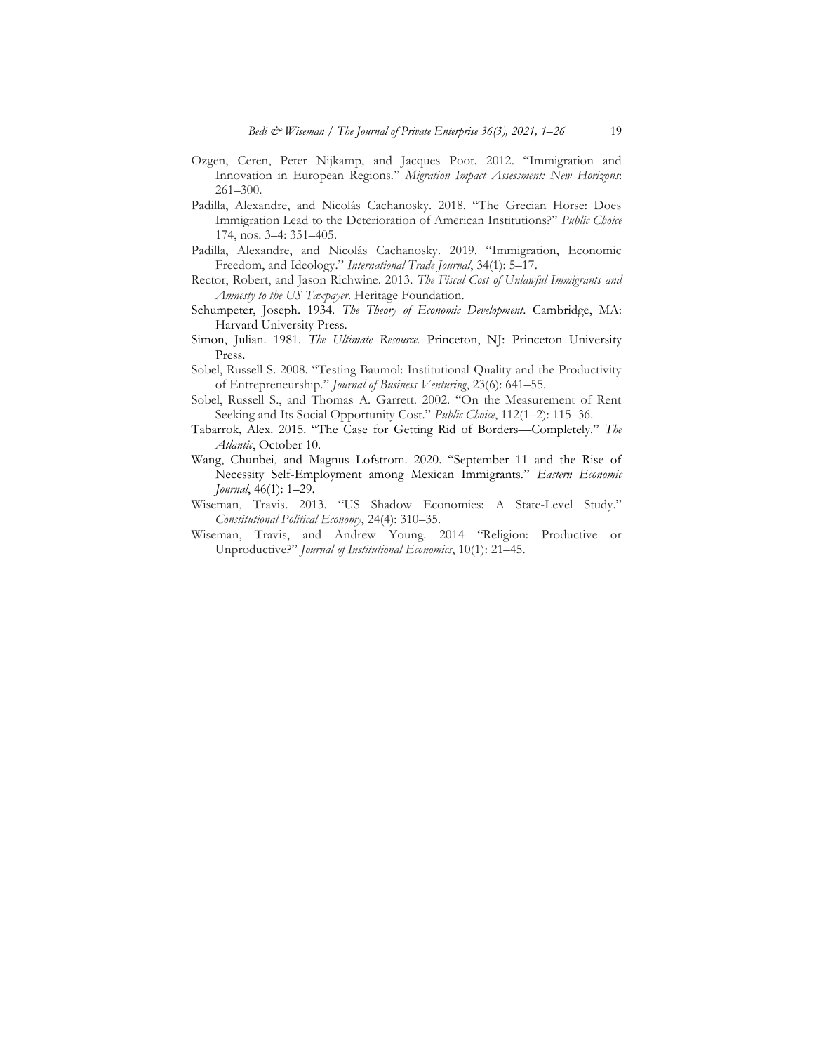Ozgen, Ceren, Peter Nijkamp, and Jacques Poot. 2012. "Immigration and Innovation in European Regions." *Migration Impact Assessment: New Horizons*: 261–300.

Padilla, Alexandre, and Nicolás Cachanosky. 2018. "The Grecian Horse: Does Immigration Lead to the Deterioration of American Institutions?" *Public Choice* 174, nos. 3–4: 351–405.

Padilla, Alexandre, and Nicolás Cachanosky. 2019. "Immigration, Economic Freedom, and Ideology." *International Trade Journal*, 34(1): 5–17.

Rector, Robert, and Jason Richwine. 2013. *The Fiscal Cost of Unlawful Immigrants and Amnesty to the US Taxpayer*. Heritage Foundation.

Schumpeter, Joseph. 1934. *The Theory of Economic Development*. Cambridge, MA: Harvard University Press.

Simon, Julian. 1981. *The Ultimate Resource*. Princeton, NJ: Princeton University Press.

Sobel, Russell S. 2008. "Testing Baumol: Institutional Quality and the Productivity of Entrepreneurship." *Journal of Business Venturing*, 23(6): 641–55.

Sobel, Russell S., and Thomas A. Garrett. 2002. "On the Measurement of Rent Seeking and Its Social Opportunity Cost." *Public Choice*, 112(1–2): 115–36.

Tabarrok, Alex. 2015. "The Case for Getting Rid of Borders—Completely." *The Atlantic*, October 10.

Wang, Chunbei, and Magnus Lofstrom. 2020. "September 11 and the Rise of Necessity Self-Employment among Mexican Immigrants." *Eastern Economic Journal*, 46(1): 1–29.

Wiseman, Travis. 2013. "US Shadow Economies: A State-Level Study." *Constitutional Political Economy*, 24(4): 310–35.

Wiseman, Travis, and Andrew Young. 2014 "Religion: Productive or Unproductive?" *Journal of Institutional Economics*, 10(1): 21–45.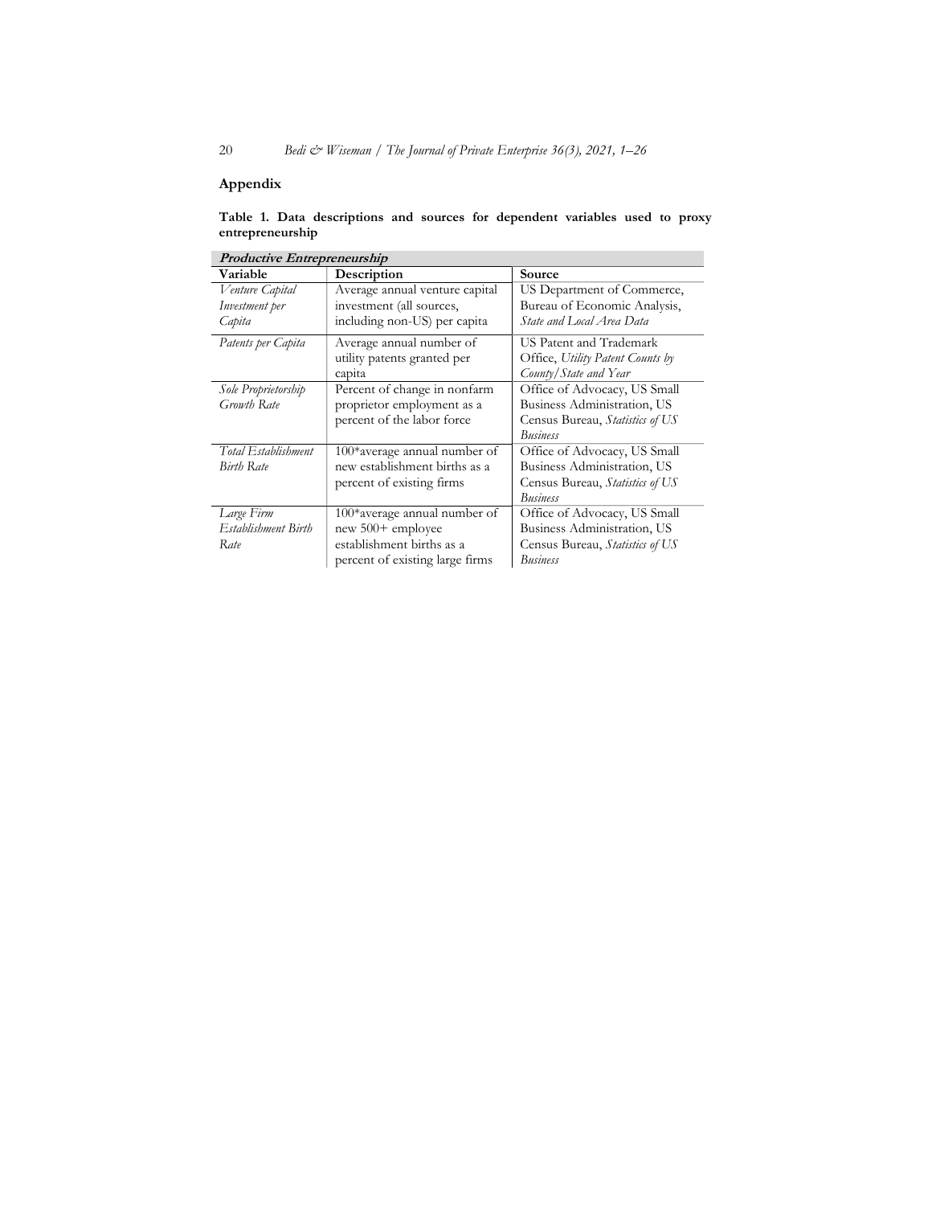## Appendix

**Table 1. Data descriptions and sources for dependent variables used to proxy entrepreneurship**

| ***Productive Entrepreneurship*** | | |
|---|---|---|
| **Variable** | **Description** | **Source** |
| *Venture Capital Investment per Capita* | Average annual venture capital investment (all sources, including non-US) per capita | US Department of Commerce, Bureau of Economic Analysis, *State and Local Area Data* |
| *Patents per Capita* | Average annual number of utility patents granted per capita | US Patent and Trademark Office, *Utility Patent Counts by County/State and Year* |
| *Sole Proprietorship Growth Rate* | Percent of change in nonfarm proprietor employment as a percent of the labor force | Office of Advocacy, US Small Business Administration, US Census Bureau, *Statistics of US Business* |
| *Total Establishment Birth Rate* | 100*average annual number of new establishment births as a percent of existing firms | Office of Advocacy, US Small Business Administration, US Census Bureau, *Statistics of US Business* |
| *Large Firm Establishment Birth Rate* | 100*average annual number of new 500+ employee establishment births as a percent of existing large firms | Office of Advocacy, US Small Business Administration, US Census Bureau, *Statistics of US Business* |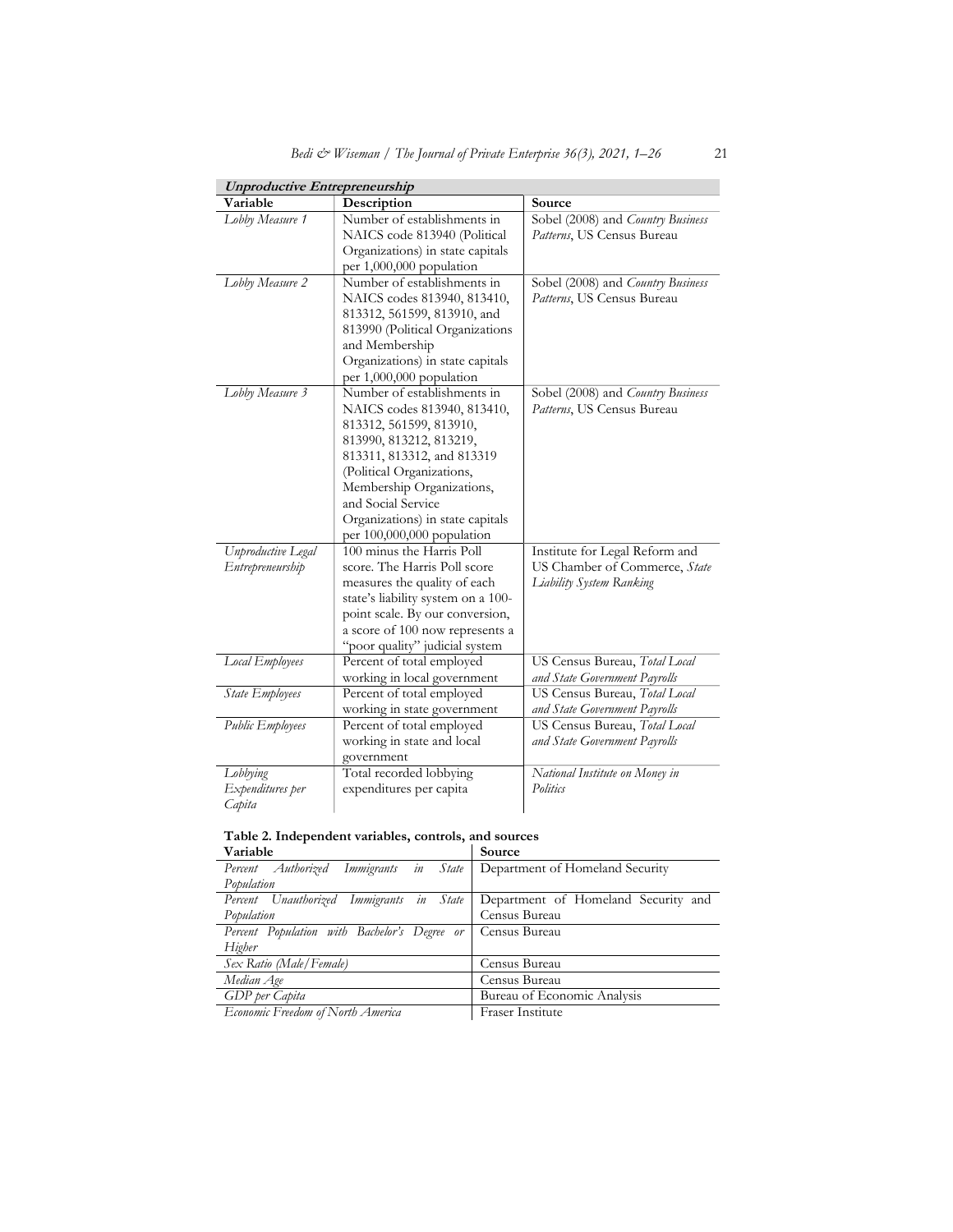| ***Unproductive Entrepreneurship*** | | |
|---|---|---|
| **Variable** | **Description** | **Source** |
| *Lobby Measure 1* | Number of establishments in NAICS code 813940 (Political Organizations) in state capitals per 1,000,000 population | Sobel (2008) and *Country Business Patterns*, US Census Bureau |
| *Lobby Measure 2* | Number of establishments in NAICS codes 813940, 813410, 813312, 561599, 813910, and 813990 (Political Organizations and Membership Organizations) in state capitals per 1,000,000 population | Sobel (2008) and *Country Business Patterns*, US Census Bureau |
| *Lobby Measure 3* | Number of establishments in NAICS codes 813940, 813410, 813312, 561599, 813910, 813990, 813212, 813219, 813311, 813312, and 813319 (Political Organizations, Membership Organizations, and Social Service Organizations) in state capitals per 100,000,000 population | Sobel (2008) and *Country Business Patterns*, US Census Bureau |
| *Unproductive Legal Entrepreneurship* | 100 minus the Harris Poll score. The Harris Poll score measures the quality of each state's liability system on a 100-point scale. By our conversion, a score of 100 now represents a "poor quality" judicial system | Institute for Legal Reform and US Chamber of Commerce, *State Liability System Ranking* |
| *Local Employees* | Percent of total employed working in local government | US Census Bureau, *Total Local and State Government Payrolls* |
| *State Employees* | Percent of total employed working in state government | US Census Bureau, *Total Local and State Government Payrolls* |
| *Public Employees* | Percent of total employed working in state and local government | US Census Bureau, *Total Local and State Government Payrolls* |
| *Lobbying Expenditures per Capita* | Total recorded lobbying expenditures per capita | *National Institute on Money in Politics* |

**Table 2. Independent variables, controls, and sources**

| **Variable** | **Source** |
|---|---|
| *Percent Authorized Immigrants in State Population* | Department of Homeland Security |
| *Percent Unauthorized Immigrants in State Population* | Department of Homeland Security and Census Bureau |
| *Percent Population with Bachelor's Degree or Higher* | Census Bureau |
| *Sex Ratio (Male/Female)* | Census Bureau |
| *Median Age* | Census Bureau |
| *GDP per Capita* | Bureau of Economic Analysis |
| *Economic Freedom of North America* | Fraser Institute |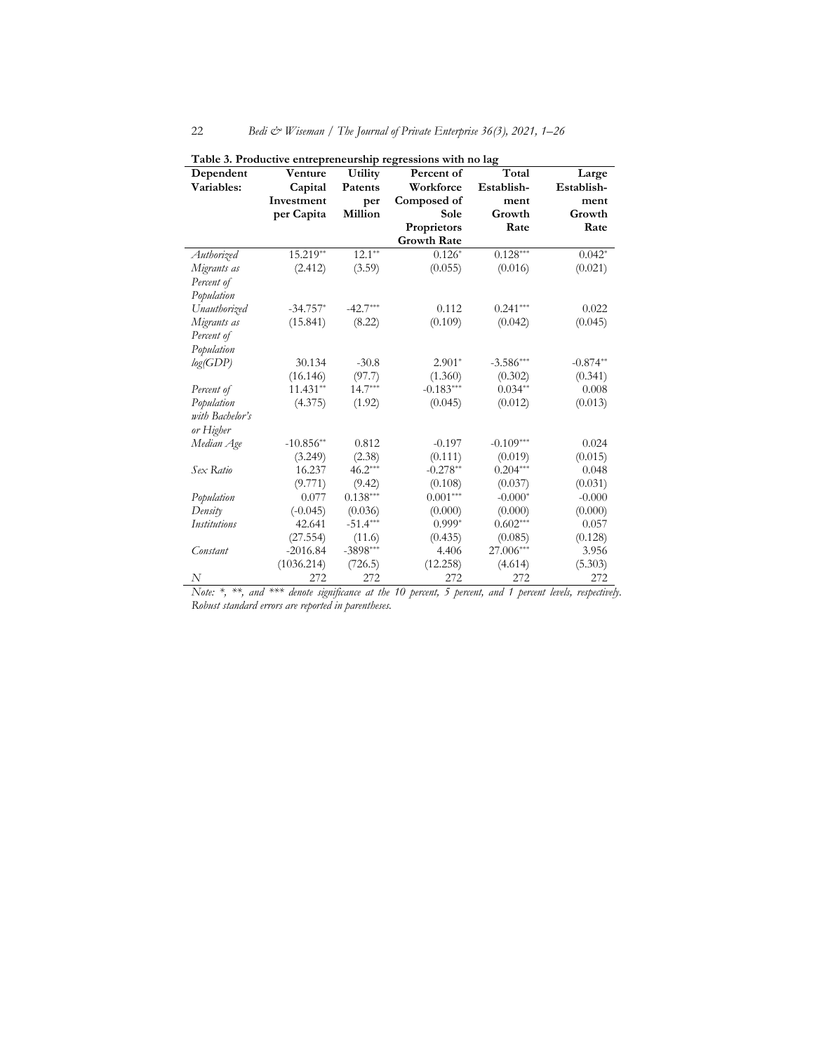**Table 3. Productive entrepreneurship regressions with no lag**

| Dependent Variables: | Venture Capital Investment per Capita | Utility Patents per Million | Percent of Workforce Composed of Sole Proprietors Growth Rate | Total Establishment Growth Rate | Large Establishment Growth Rate |
|---|---|---|---|---|---|
| *Authorized Migrants as Percent of Population* | 15.219** | 12.1** | 0.126* | 0.128*** | 0.042* |
| | (2.412) | (3.59) | (0.055) | (0.016) | (0.021) |
| *Unauthorized Migrants as Percent of Population* | -34.757* | -42.7*** | 0.112 | 0.241*** | 0.022 |
| | (15.841) | (8.22) | (0.109) | (0.042) | (0.045) |
| *log(GDP)* | 30.134 | -30.8 | 2.901* | -3.586*** | -0.874** |
| | (16.146) | (97.7) | (1.360) | (0.302) | (0.341) |
| *Percent of Population with Bachelor's or Higher* | 11.431** | 14.7*** | -0.183*** | 0.034** | 0.008 |
| | (4.375) | (1.92) | (0.045) | (0.012) | (0.013) |
| *Median Age* | -10.856** | 0.812 | -0.197 | -0.109*** | 0.024 |
| | (3.249) | (2.38) | (0.111) | (0.019) | (0.015) |
| *Sex Ratio* | 16.237 | 46.2*** | -0.278** | 0.204*** | 0.048 |
| | (9.771) | (9.42) | (0.108) | (0.037) | (0.031) |
| *Population Density* | 0.077 | 0.138*** | 0.001*** | -0.000* | -0.000 |
| | (-0.045) | (0.036) | (0.000) | (0.000) | (0.000) |
| *Institutions* | 42.641 | -51.4*** | 0.999* | 0.602*** | 0.057 |
| | (27.554) | (11.6) | (0.435) | (0.085) | (0.128) |
| *Constant* | -2016.84 | -3898*** | 4.406 | 27.006*** | 3.956 |
| | (1036.214) | (726.5) | (12.258) | (4.614) | (5.303) |
| *N* | 272 | 272 | 272 | 272 | 272 |

*Note: *, **, and *** denote significance at the 10 percent, 5 percent, and 1 percent levels, respectively. Robust standard errors are reported in parentheses.*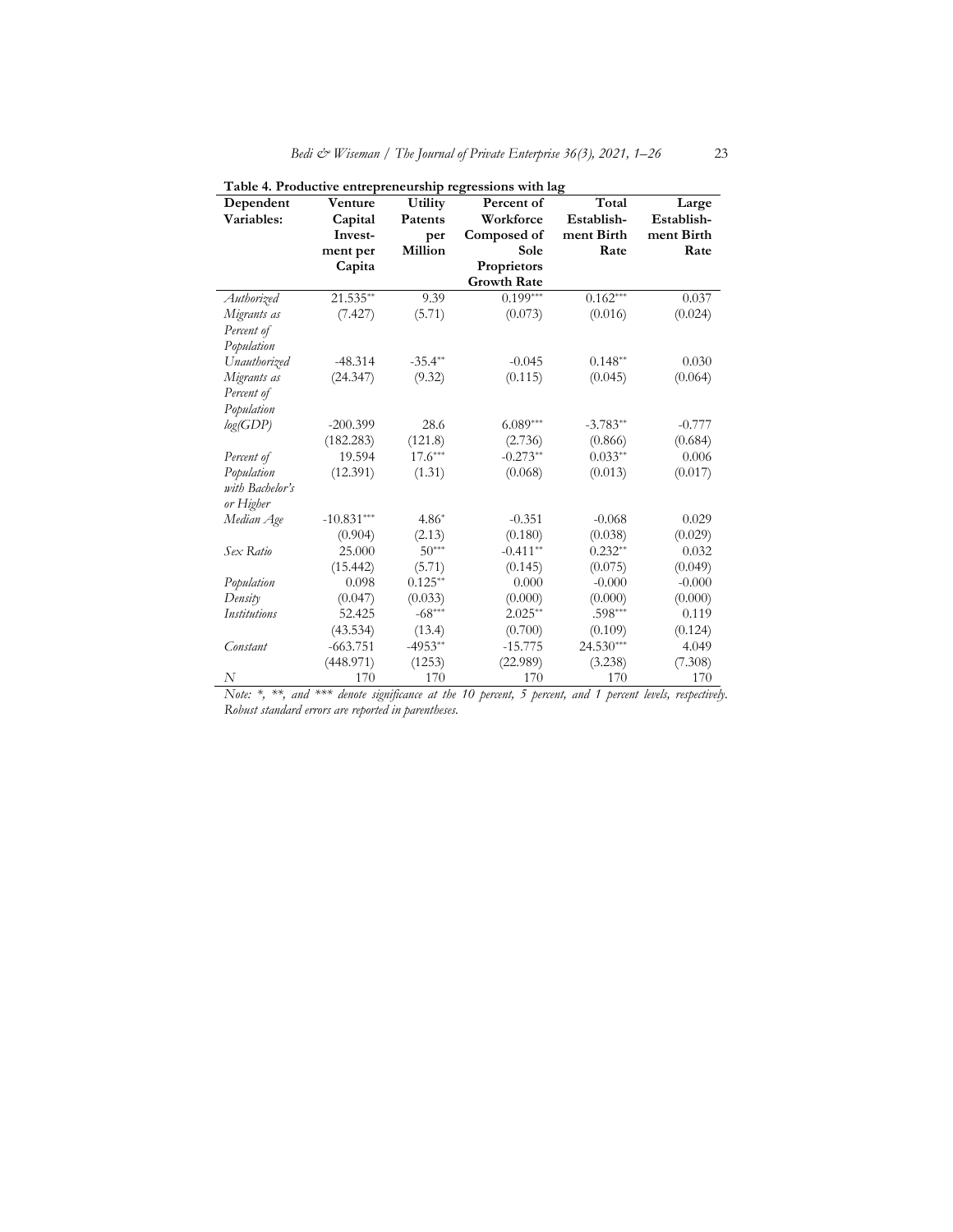**Table 4. Productive entrepreneurship regressions with lag**

| Dependent Variables: | Venture Capital Investment per Capita | Utility Patents per Million | Percent of Workforce Composed of Sole Proprietors Growth Rate | Total Establishment Birth Rate | Large Establishment Birth Rate |
|---|---|---|---|---|---|
| *Authorized Migrants as Percent of Population* | 21.535** | 9.39 | 0.199*** | 0.162*** | 0.037 |
| | (7.427) | (5.71) | (0.073) | (0.016) | (0.024) |
| *Unauthorized Migrants as Percent of Population* | -48.314 | -35.4** | -0.045 | 0.148** | 0.030 |
| | (24.347) | (9.32) | (0.115) | (0.045) | (0.064) |
| *log(GDP)* | -200.399 | 28.6 | 6.089*** | -3.783** | -0.777 |
| | (182.283) | (121.8) | (2.736) | (0.866) | (0.684) |
| *Percent of Population with Bachelor's or Higher* | 19.594 | 17.6*** | -0.273** | 0.033** | 0.006 |
| | (12.391) | (1.31) | (0.068) | (0.013) | (0.017) |
| *Median Age* | -10.831*** | 4.86* | -0.351 | -0.068 | 0.029 |
| | (0.904) | (2.13) | (0.180) | (0.038) | (0.029) |
| *Sex Ratio* | 25.000 | 50*** | -0.411** | 0.232** | 0.032 |
| | (15.442) | (5.71) | (0.145) | (0.075) | (0.049) |
| *Population Density* | 0.098 | 0.125** | 0.000 | -0.000 | -0.000 |
| | (0.047) | (0.033) | (0.000) | (0.000) | (0.000) |
| *Institutions* | 52.425 | -68*** | 2.025** | .598*** | 0.119 |
| | (43.534) | (13.4) | (0.700) | (0.109) | (0.124) |
| *Constant* | -663.751 | -4953** | -15.775 | 24.530*** | 4.049 |
| | (448.971) | (1253) | (22.989) | (3.238) | (7.308) |
| *N* | 170 | 170 | 170 | 170 | 170 |

*Note: *, **, and *** denote significance at the 10 percent, 5 percent, and 1 percent levels, respectively. Robust standard errors are reported in parentheses.*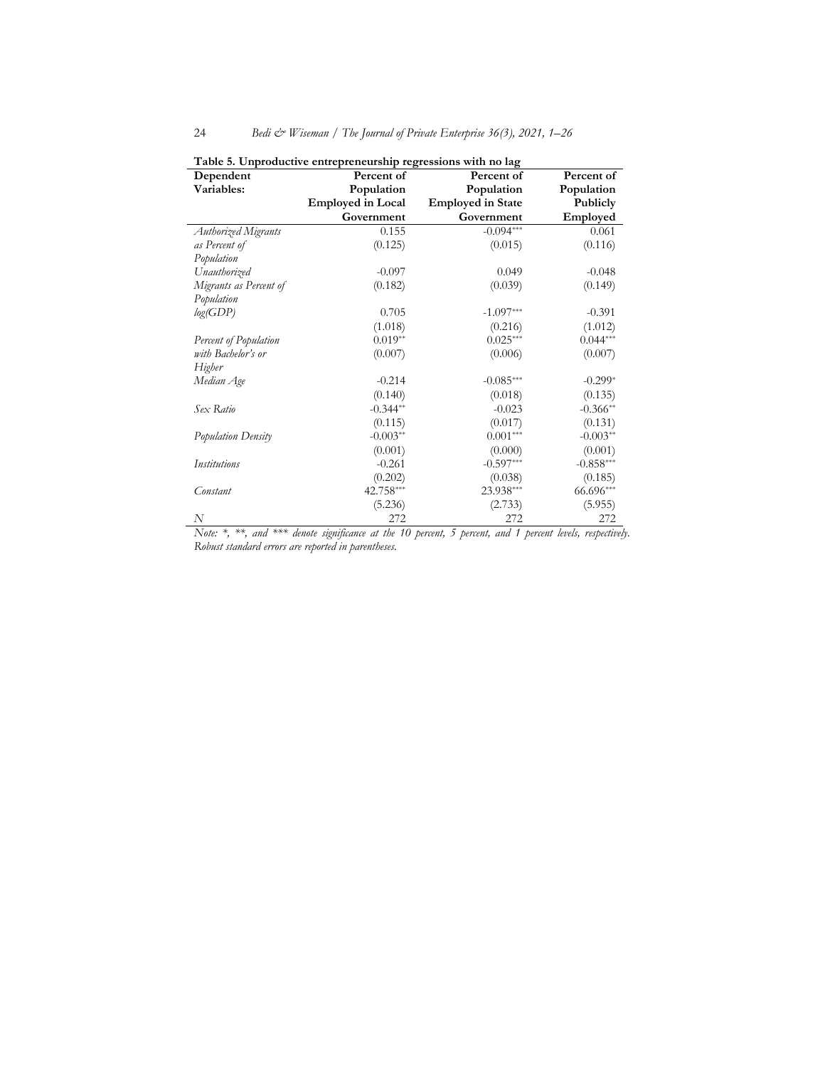**Table 5. Unproductive entrepreneurship regressions with no lag**

| Dependent Variables: | Percent of Population Employed in Local Government | Percent of Population Employed in State Government | Percent of Population Publicly Employed |
|---|---|---|---|
| *Authorized Migrants as Percent of Population* | 0.155 | -0.094*** | 0.061 |
| | (0.125) | (0.015) | (0.116) |
| *Unauthorized Migrants as Percent of Population* | -0.097 | 0.049 | -0.048 |
| | (0.182) | (0.039) | (0.149) |
| *log(GDP)* | 0.705 | -1.097*** | -0.391 |
| | (1.018) | (0.216) | (1.012) |
| *Percent of Population with Bachelor's or Higher* | 0.019** | 0.025*** | 0.044*** |
| | (0.007) | (0.006) | (0.007) |
| *Median Age* | -0.214 | -0.085*** | -0.299* |
| | (0.140) | (0.018) | (0.135) |
| *Sex Ratio* | -0.344** | -0.023 | -0.366** |
| | (0.115) | (0.017) | (0.131) |
| *Population Density* | -0.003** | 0.001*** | -0.003** |
| | (0.001) | (0.000) | (0.001) |
| *Institutions* | -0.261 | -0.597*** | -0.858*** |
| | (0.202) | (0.038) | (0.185) |
| *Constant* | 42.758*** | 23.938*** | 66.696*** |
| | (5.236) | (2.733) | (5.955) |
| *N* | 272 | 272 | 272 |

*Note: *, **, and *** denote significance at the 10 percent, 5 percent, and 1 percent levels, respectively. Robust standard errors are reported in parentheses.*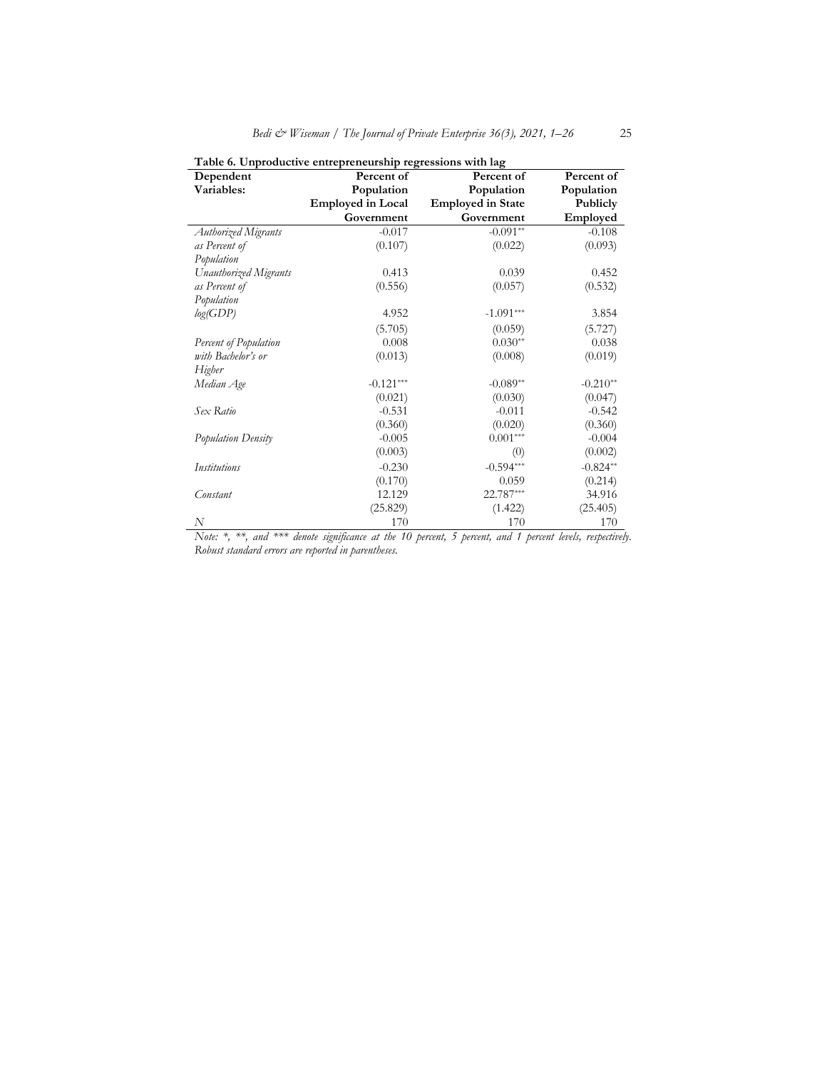**Table 6. Unproductive entrepreneurship regressions with lag**

| Dependent Variables: | Percent of Population Employed in Local Government | Percent of Population Employed in State Government | Percent of Population Publicly Employed |
|---|---|---|---|
| *Authorized Migrants as Percent of Population* | -0.017 | -0.091** | -0.108 |
| | (0.107) | (0.022) | (0.093) |
| *Unauthorized Migrants as Percent of Population* | 0.413 | 0.039 | 0.452 |
| | (0.556) | (0.057) | (0.532) |
| *log(GDP)* | 4.952 | -1.091*** | 3.854 |
| | (5.705) | (0.059) | (5.727) |
| *Percent of Population with Bachelor's or Higher* | 0.008 | 0.030** | 0.038 |
| | (0.013) | (0.008) | (0.019) |
| *Median Age* | -0.121*** | -0.089** | -0.210** |
| | (0.021) | (0.030) | (0.047) |
| *Sex Ratio* | -0.531 | -0.011 | -0.542 |
| | (0.360) | (0.020) | (0.360) |
| *Population Density* | -0.005 | 0.001*** | -0.004 |
| | (0.003) | (0) | (0.002) |
| *Institutions* | -0.230 | -0.594*** | -0.824** |
| | (0.170) | 0.059 | (0.214) |
| *Constant* | 12.129 | 22.787*** | 34.916 |
| | (25.829) | (1.422) | (25.405) |
| *N* | 170 | 170 | 170 |

*Note: *, **, and *** denote significance at the 10 percent, 5 percent, and 1 percent levels, respectively. Robust standard errors are reported in parentheses.*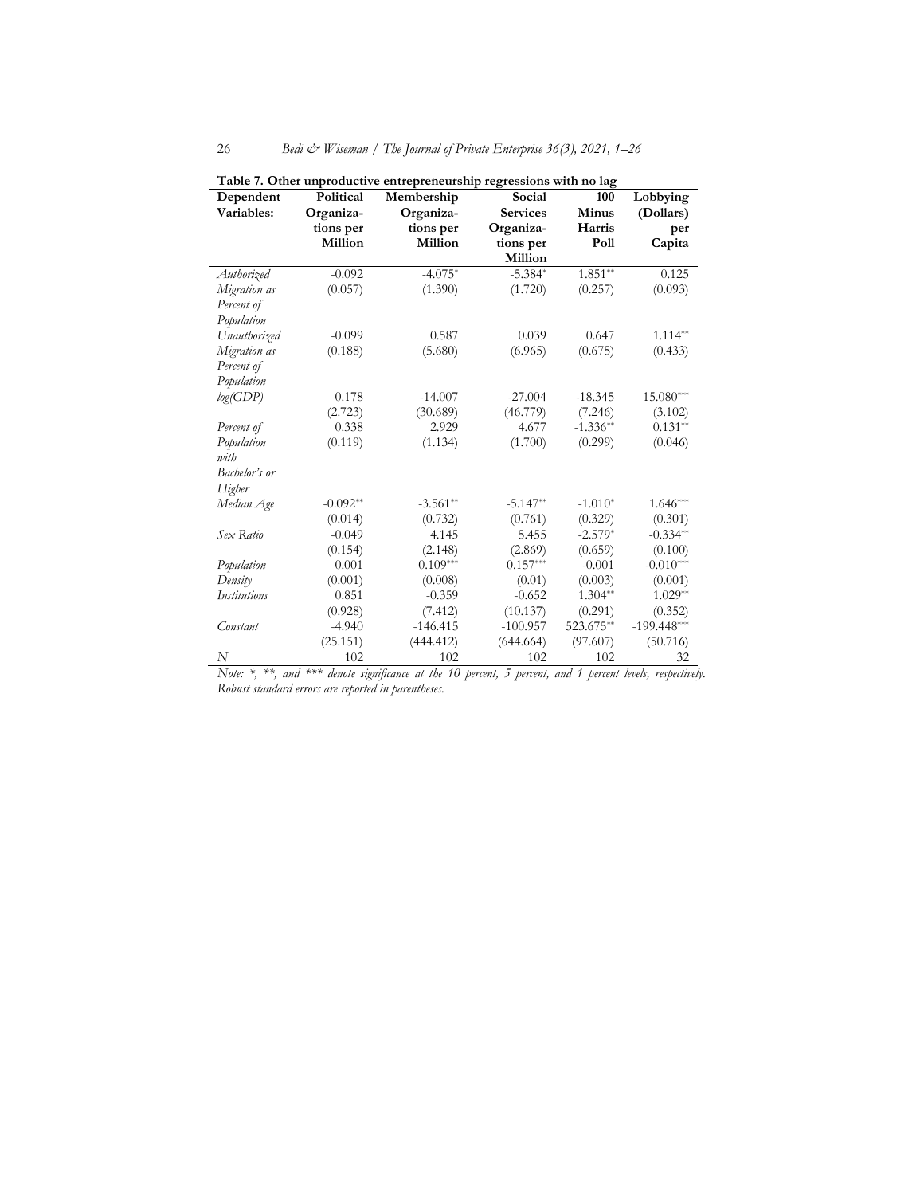**Table 7. Other unproductive entrepreneurship regressions with no lag**

| Dependent Variables: | Political Organizations per Million | Membership Organizations per Million | Social Services Organizations per Million | 100 Minus Harris Poll | Lobbying (Dollars) per Capita |
|---|---|---|---|---|---|
| *Authorized Migration as Percent of Population* | -0.092 | -4.075* | -5.384* | 1.851** | 0.125 |
| | (0.057) | (1.390) | (1.720) | (0.257) | (0.093) |
| *Unauthorized Migration as Percent of Population* | -0.099 | 0.587 | 0.039 | 0.647 | 1.114** |
| | (0.188) | (5.680) | (6.965) | (0.675) | (0.433) |
| *log(GDP)* | 0.178 | -14.007 | -27.004 | -18.345 | 15.080*** |
| | (2.723) | (30.689) | (46.779) | (7.246) | (3.102) |
| *Percent of Population with Bachelor's or Higher* | 0.338 | 2.929 | 4.677 | -1.336** | 0.131** |
| | (0.119) | (1.134) | (1.700) | (0.299) | (0.046) |
| *Median Age* | -0.092** | -3.561** | -5.147** | -1.010* | 1.646*** |
| | (0.014) | (0.732) | (0.761) | (0.329) | (0.301) |
| *Sex Ratio* | -0.049 | 4.145 | 5.455 | -2.579* | -0.334** |
| | (0.154) | (2.148) | (2.869) | (0.659) | (0.100) |
| *Population Density* | 0.001 | 0.109*** | 0.157*** | -0.001 | -0.010*** |
| | (0.001) | (0.008) | (0.01) | (0.003) | (0.001) |
| *Institutions* | 0.851 | -0.359 | -0.652 | 1.304** | 1.029** |
| | (0.928) | (7.412) | (10.137) | (0.291) | (0.352) |
| *Constant* | -4.940 | -146.415 | -100.957 | 523.675** | -199.448*** |
| | (25.151) | (444.412) | (644.664) | (97.607) | (50.716) |
| *N* | 102 | 102 | 102 | 102 | 32 |

*Note: *, **, and *** denote significance at the 10 percent, 5 percent, and 1 percent levels, respectively. Robust standard errors are reported in parentheses.*